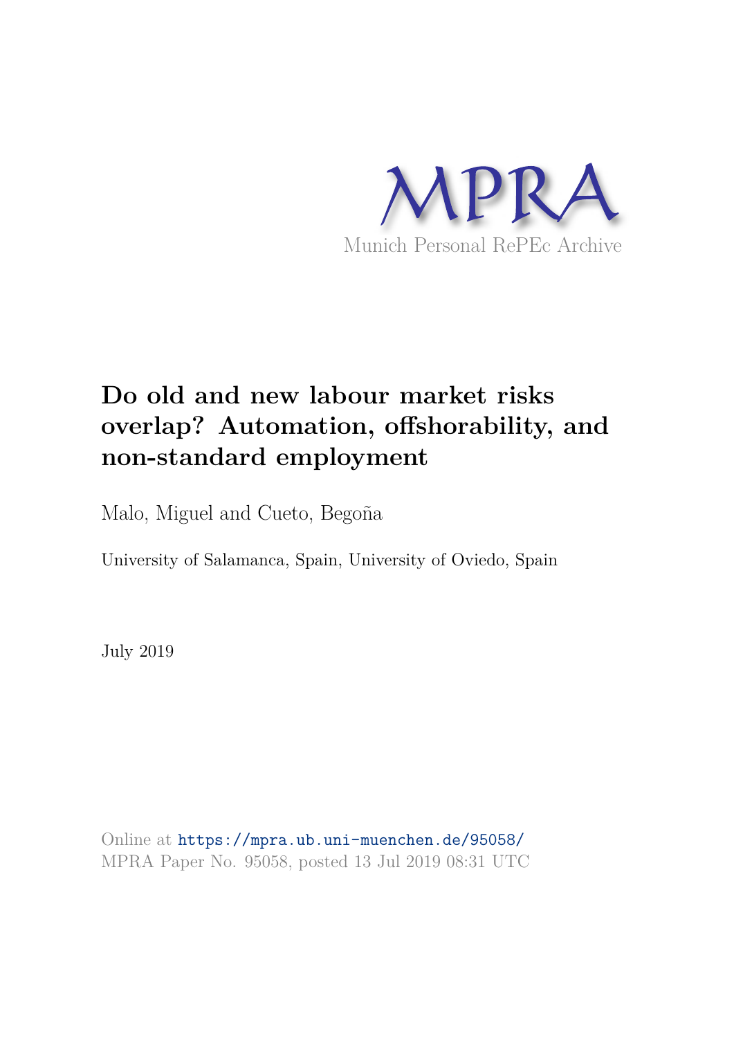MPRA

Munich Personal RePEc Archive

# Do old and new labour market risks overlap? Automation, offshorability, and non-standard employment

Malo, Miguel and Cueto, Begoña

University of Salamanca, Spain, University of Oviedo, Spain

July 2019

Online at https://mpra.ub.uni-muenchen.de/95058/
MPRA Paper No. 95058, posted 13 Jul 2019 08:31 UTC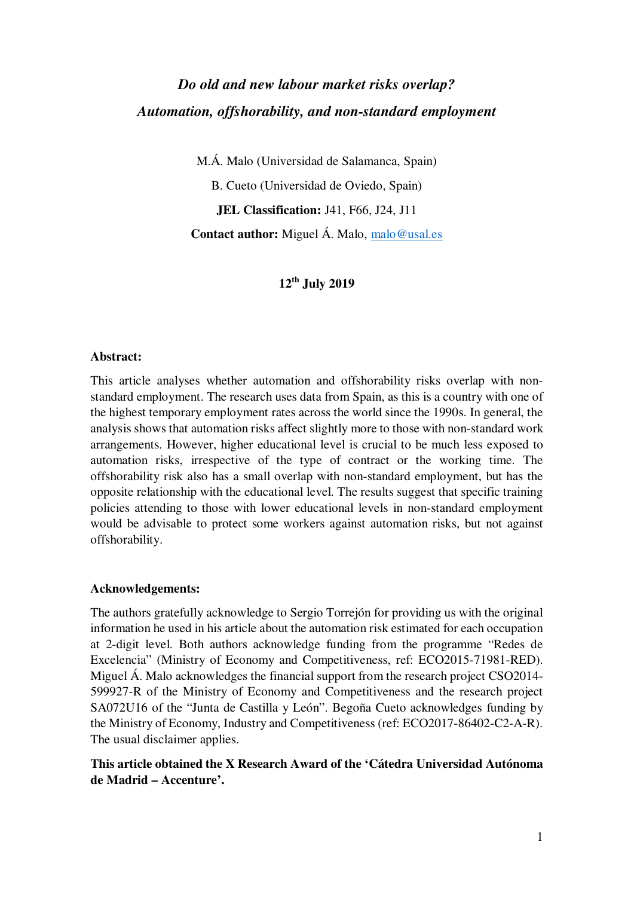# *Do old and new labour market risks overlap?*
# *Automation, offshorability, and non-standard employment*

M.Á. Malo (Universidad de Salamanca, Spain)

B. Cueto (Universidad de Oviedo, Spain)

**JEL Classification:** J41, F66, J24, J11

**Contact author:** Miguel Á. Malo, malo@usal.es

**12th July 2019**

**Abstract:**

This article analyses whether automation and offshorability risks overlap with non-standard employment. The research uses data from Spain, as this is a country with one of the highest temporary employment rates across the world since the 1990s. In general, the analysis shows that automation risks affect slightly more to those with non-standard work arrangements. However, higher educational level is crucial to be much less exposed to automation risks, irrespective of the type of contract or the working time. The offshorability risk also has a small overlap with non-standard employment, but has the opposite relationship with the educational level. The results suggest that specific training policies attending to those with lower educational levels in non-standard employment would be advisable to protect some workers against automation risks, but not against offshorability.

**Acknowledgements:**

The authors gratefully acknowledge to Sergio Torrejón for providing us with the original information he used in his article about the automation risk estimated for each occupation at 2-digit level. Both authors acknowledge funding from the programme "Redes de Excelencia" (Ministry of Economy and Competitiveness, ref: ECO2015-71981-RED). Miguel Á. Malo acknowledges the financial support from the research project CSO2014-599927-R of the Ministry of Economy and Competitiveness and the research project SA072U16 of the "Junta de Castilla y León". Begoña Cueto acknowledges funding by the Ministry of Economy, Industry and Competitiveness (ref: ECO2017-86402-C2-A-R). The usual disclaimer applies.

**This article obtained the X Research Award of the 'Cátedra Universidad Autónoma de Madrid – Accenture'.**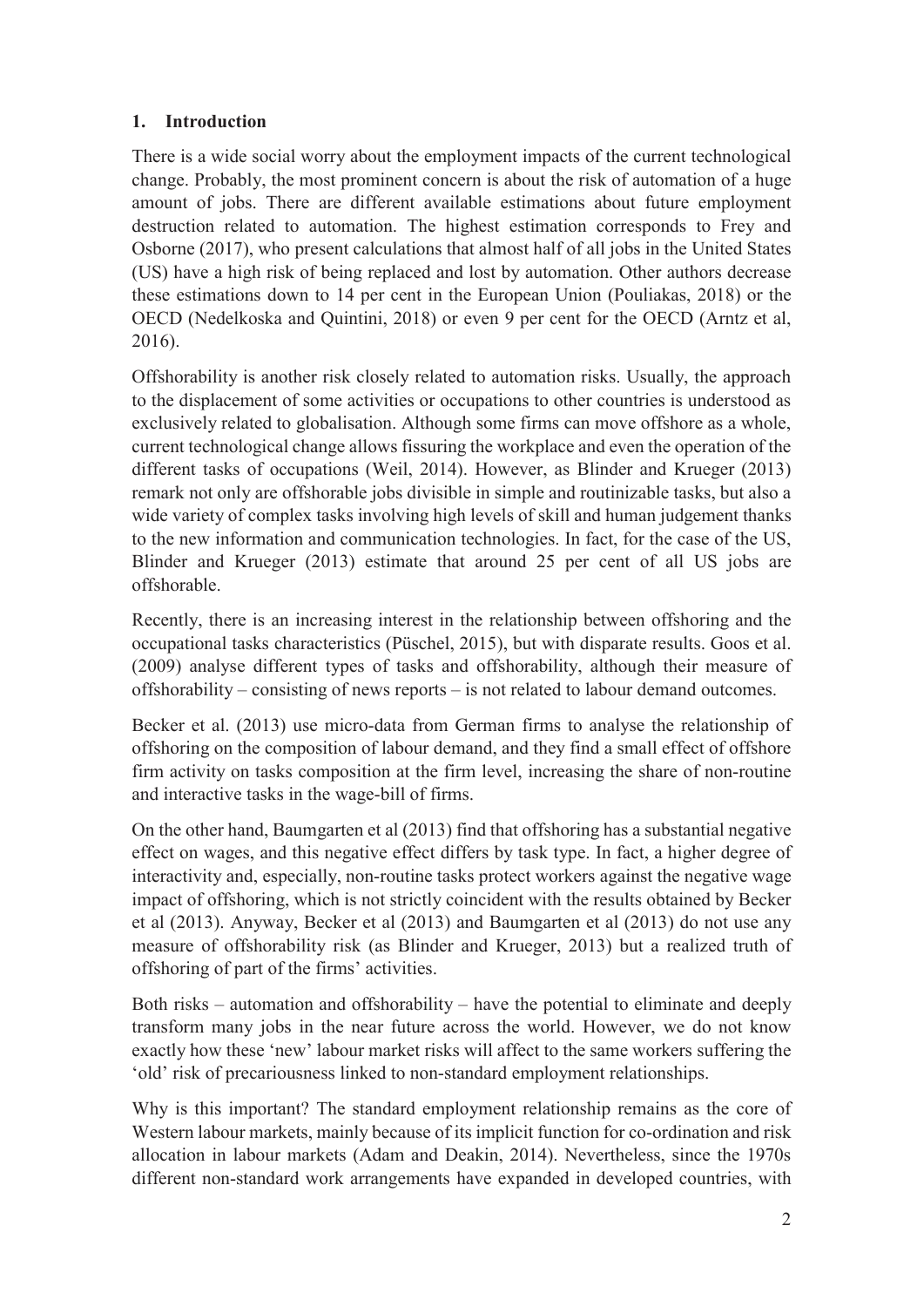## 1. Introduction

There is a wide social worry about the employment impacts of the current technological change. Probably, the most prominent concern is about the risk of automation of a huge amount of jobs. There are different available estimations about future employment destruction related to automation. The highest estimation corresponds to Frey and Osborne (2017), who present calculations that almost half of all jobs in the United States (US) have a high risk of being replaced and lost by automation. Other authors decrease these estimations down to 14 per cent in the European Union (Pouliakas, 2018) or the OECD (Nedelkoska and Quintini, 2018) or even 9 per cent for the OECD (Arntz et al, 2016).

Offshorability is another risk closely related to automation risks. Usually, the approach to the displacement of some activities or occupations to other countries is understood as exclusively related to globalisation. Although some firms can move offshore as a whole, current technological change allows fissuring the workplace and even the operation of the different tasks of occupations (Weil, 2014). However, as Blinder and Krueger (2013) remark not only are offshorable jobs divisible in simple and routinizable tasks, but also a wide variety of complex tasks involving high levels of skill and human judgement thanks to the new information and communication technologies. In fact, for the case of the US, Blinder and Krueger (2013) estimate that around 25 per cent of all US jobs are offshorable.

Recently, there is an increasing interest in the relationship between offshoring and the occupational tasks characteristics (Püschel, 2015), but with disparate results. Goos et al. (2009) analyse different types of tasks and offshorability, although their measure of offshorability – consisting of news reports – is not related to labour demand outcomes.

Becker et al. (2013) use micro-data from German firms to analyse the relationship of offshoring on the composition of labour demand, and they find a small effect of offshore firm activity on tasks composition at the firm level, increasing the share of non-routine and interactive tasks in the wage-bill of firms.

On the other hand, Baumgarten et al (2013) find that offshoring has a substantial negative effect on wages, and this negative effect differs by task type. In fact, a higher degree of interactivity and, especially, non-routine tasks protect workers against the negative wage impact of offshoring, which is not strictly coincident with the results obtained by Becker et al (2013). Anyway, Becker et al (2013) and Baumgarten et al (2013) do not use any measure of offshorability risk (as Blinder and Krueger, 2013) but a realized truth of offshoring of part of the firms' activities.

Both risks – automation and offshorability – have the potential to eliminate and deeply transform many jobs in the near future across the world. However, we do not know exactly how these 'new' labour market risks will affect to the same workers suffering the 'old' risk of precariousness linked to non-standard employment relationships.

Why is this important? The standard employment relationship remains as the core of Western labour markets, mainly because of its implicit function for co-ordination and risk allocation in labour markets (Adam and Deakin, 2014). Nevertheless, since the 1970s different non-standard work arrangements have expanded in developed countries, with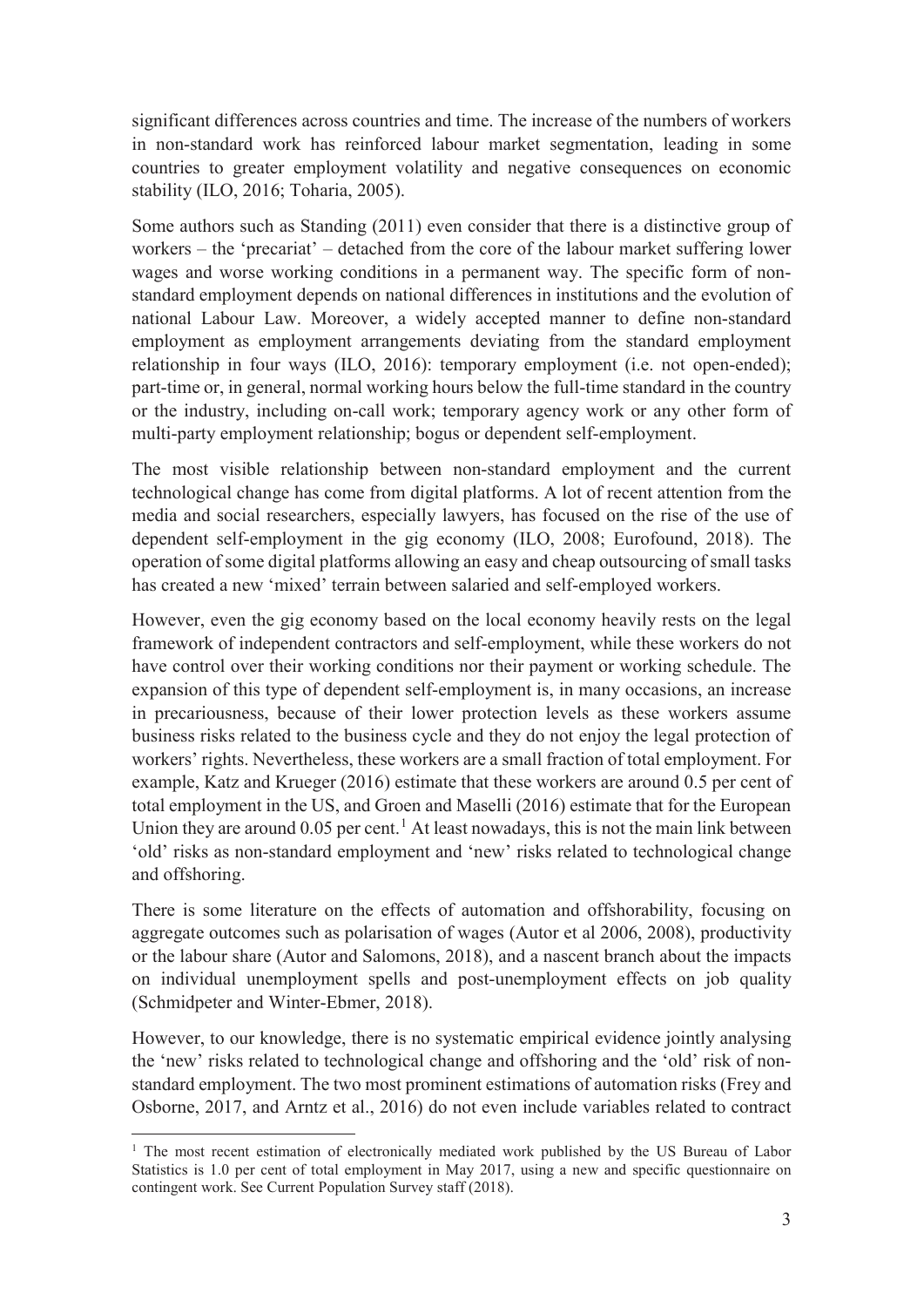significant differences across countries and time. The increase of the numbers of workers in non-standard work has reinforced labour market segmentation, leading in some countries to greater employment volatility and negative consequences on economic stability (ILO, 2016; Toharia, 2005).

Some authors such as Standing (2011) even consider that there is a distinctive group of workers – the 'precariat' – detached from the core of the labour market suffering lower wages and worse working conditions in a permanent way. The specific form of non-standard employment depends on national differences in institutions and the evolution of national Labour Law. Moreover, a widely accepted manner to define non-standard employment as employment arrangements deviating from the standard employment relationship in four ways (ILO, 2016): temporary employment (i.e. not open-ended); part-time or, in general, normal working hours below the full-time standard in the country or the industry, including on-call work; temporary agency work or any other form of multi-party employment relationship; bogus or dependent self-employment.

The most visible relationship between non-standard employment and the current technological change has come from digital platforms. A lot of recent attention from the media and social researchers, especially lawyers, has focused on the rise of the use of dependent self-employment in the gig economy (ILO, 2008; Eurofound, 2018). The operation of some digital platforms allowing an easy and cheap outsourcing of small tasks has created a new 'mixed' terrain between salaried and self-employed workers.

However, even the gig economy based on the local economy heavily rests on the legal framework of independent contractors and self-employment, while these workers do not have control over their working conditions nor their payment or working schedule. The expansion of this type of dependent self-employment is, in many occasions, an increase in precariousness, because of their lower protection levels as these workers assume business risks related to the business cycle and they do not enjoy the legal protection of workers' rights. Nevertheless, these workers are a small fraction of total employment. For example, Katz and Krueger (2016) estimate that these workers are around 0.5 per cent of total employment in the US, and Groen and Maselli (2016) estimate that for the European Union they are around 0.05 per cent.[1] At least nowadays, this is not the main link between 'old' risks as non-standard employment and 'new' risks related to technological change and offshoring.

There is some literature on the effects of automation and offshorability, focusing on aggregate outcomes such as polarisation of wages (Autor et al 2006, 2008), productivity or the labour share (Autor and Salomons, 2018), and a nascent branch about the impacts on individual unemployment spells and post-unemployment effects on job quality (Schmidpeter and Winter-Ebmer, 2018).

However, to our knowledge, there is no systematic empirical evidence jointly analysing the 'new' risks related to technological change and offshoring and the 'old' risk of non-standard employment. The two most prominent estimations of automation risks (Frey and Osborne, 2017, and Arntz et al., 2016) do not even include variables related to contract

[1] The most recent estimation of electronically mediated work published by the US Bureau of Labor Statistics is 1.0 per cent of total employment in May 2017, using a new and specific questionnaire on contingent work. See Current Population Survey staff (2018).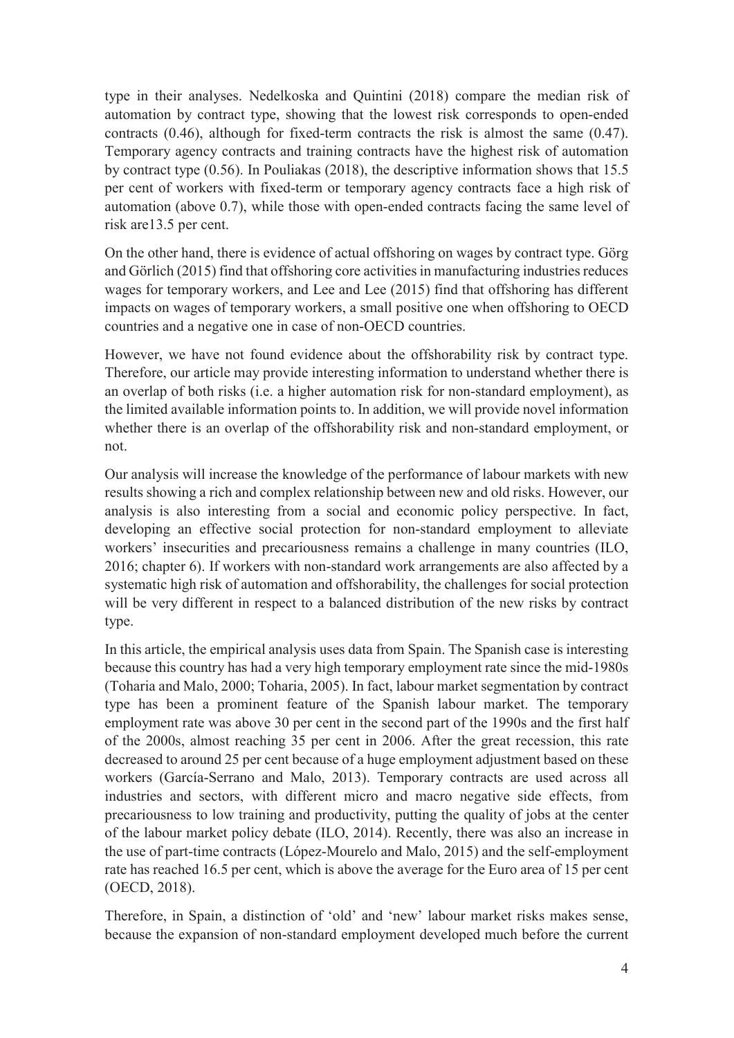type in their analyses. Nedelkoska and Quintini (2018) compare the median risk of automation by contract type, showing that the lowest risk corresponds to open-ended contracts (0.46), although for fixed-term contracts the risk is almost the same (0.47). Temporary agency contracts and training contracts have the highest risk of automation by contract type (0.56). In Pouliakas (2018), the descriptive information shows that 15.5 per cent of workers with fixed-term or temporary agency contracts face a high risk of automation (above 0.7), while those with open-ended contracts facing the same level of risk are13.5 per cent.

On the other hand, there is evidence of actual offshoring on wages by contract type. Görg and Görlich (2015) find that offshoring core activities in manufacturing industries reduces wages for temporary workers, and Lee and Lee (2015) find that offshoring has different impacts on wages of temporary workers, a small positive one when offshoring to OECD countries and a negative one in case of non-OECD countries.

However, we have not found evidence about the offshorability risk by contract type. Therefore, our article may provide interesting information to understand whether there is an overlap of both risks (i.e. a higher automation risk for non-standard employment), as the limited available information points to. In addition, we will provide novel information whether there is an overlap of the offshorability risk and non-standard employment, or not.

Our analysis will increase the knowledge of the performance of labour markets with new results showing a rich and complex relationship between new and old risks. However, our analysis is also interesting from a social and economic policy perspective. In fact, developing an effective social protection for non-standard employment to alleviate workers' insecurities and precariousness remains a challenge in many countries (ILO, 2016; chapter 6). If workers with non-standard work arrangements are also affected by a systematic high risk of automation and offshorability, the challenges for social protection will be very different in respect to a balanced distribution of the new risks by contract type.

In this article, the empirical analysis uses data from Spain. The Spanish case is interesting because this country has had a very high temporary employment rate since the mid-1980s (Toharia and Malo, 2000; Toharia, 2005). In fact, labour market segmentation by contract type has been a prominent feature of the Spanish labour market. The temporary employment rate was above 30 per cent in the second part of the 1990s and the first half of the 2000s, almost reaching 35 per cent in 2006. After the great recession, this rate decreased to around 25 per cent because of a huge employment adjustment based on these workers (García-Serrano and Malo, 2013). Temporary contracts are used across all industries and sectors, with different micro and macro negative side effects, from precariousness to low training and productivity, putting the quality of jobs at the center of the labour market policy debate (ILO, 2014). Recently, there was also an increase in the use of part-time contracts (López-Mourelo and Malo, 2015) and the self-employment rate has reached 16.5 per cent, which is above the average for the Euro area of 15 per cent (OECD, 2018).

Therefore, in Spain, a distinction of 'old' and 'new' labour market risks makes sense, because the expansion of non-standard employment developed much before the current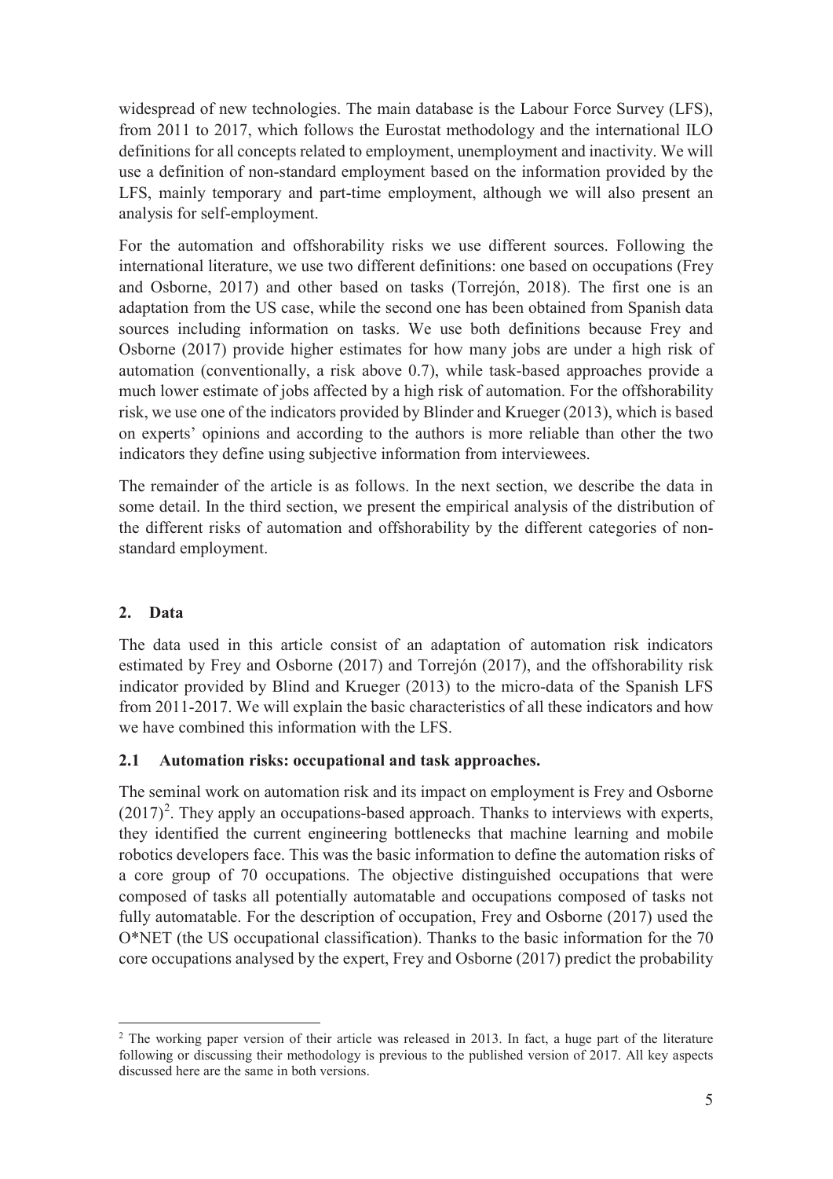widespread of new technologies. The main database is the Labour Force Survey (LFS), from 2011 to 2017, which follows the Eurostat methodology and the international ILO definitions for all concepts related to employment, unemployment and inactivity. We will use a definition of non-standard employment based on the information provided by the LFS, mainly temporary and part-time employment, although we will also present an analysis for self-employment.

For the automation and offshorability risks we use different sources. Following the international literature, we use two different definitions: one based on occupations (Frey and Osborne, 2017) and other based on tasks (Torrejón, 2018). The first one is an adaptation from the US case, while the second one has been obtained from Spanish data sources including information on tasks. We use both definitions because Frey and Osborne (2017) provide higher estimates for how many jobs are under a high risk of automation (conventionally, a risk above 0.7), while task-based approaches provide a much lower estimate of jobs affected by a high risk of automation. For the offshorability risk, we use one of the indicators provided by Blinder and Krueger (2013), which is based on experts' opinions and according to the authors is more reliable than other the two indicators they define using subjective information from interviewees.

The remainder of the article is as follows. In the next section, we describe the data in some detail. In the third section, we present the empirical analysis of the distribution of the different risks of automation and offshorability by the different categories of non-standard employment.

## 2. Data

The data used in this article consist of an adaptation of automation risk indicators estimated by Frey and Osborne (2017) and Torrejón (2017), and the offshorability risk indicator provided by Blind and Krueger (2013) to the micro-data of the Spanish LFS from 2011-2017. We will explain the basic characteristics of all these indicators and how we have combined this information with the LFS.

### 2.1 Automation risks: occupational and task approaches.

The seminal work on automation risk and its impact on employment is Frey and Osborne (2017)[2]. They apply an occupations-based approach. Thanks to interviews with experts, they identified the current engineering bottlenecks that machine learning and mobile robotics developers face. This was the basic information to define the automation risks of a core group of 70 occupations. The objective distinguished occupations that were composed of tasks all potentially automatable and occupations composed of tasks not fully automatable. For the description of occupation, Frey and Osborne (2017) used the O*NET (the US occupational classification). Thanks to the basic information for the 70 core occupations analysed by the expert, Frey and Osborne (2017) predict the probability

[2] The working paper version of their article was released in 2013. In fact, a huge part of the literature following or discussing their methodology is previous to the published version of 2017. All key aspects discussed here are the same in both versions.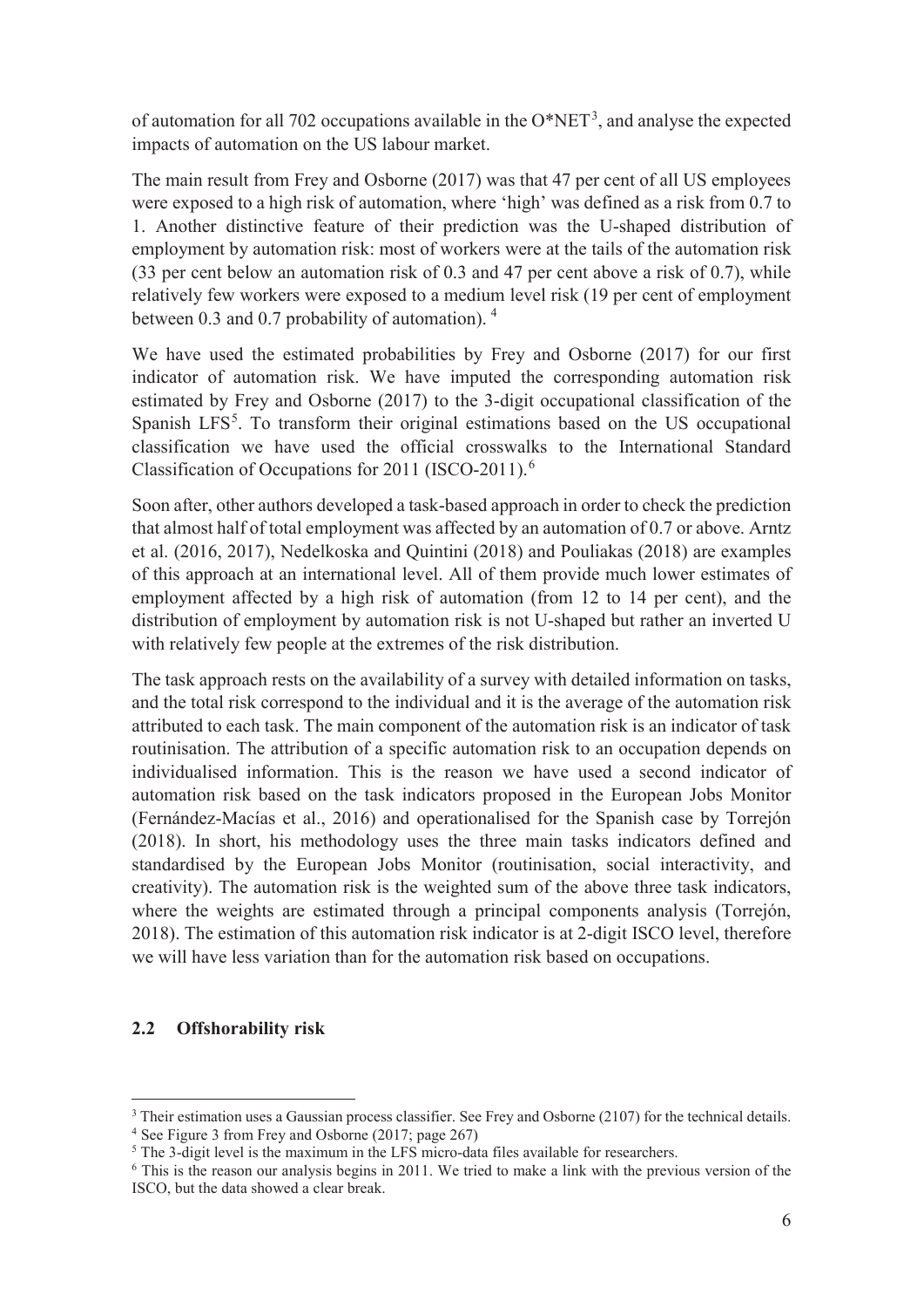of automation for all 702 occupations available in the O*NET[3], and analyse the expected impacts of automation on the US labour market.

The main result from Frey and Osborne (2017) was that 47 per cent of all US employees were exposed to a high risk of automation, where 'high' was defined as a risk from 0.7 to 1. Another distinctive feature of their prediction was the U-shaped distribution of employment by automation risk: most of workers were at the tails of the automation risk (33 per cent below an automation risk of 0.3 and 47 per cent above a risk of 0.7), while relatively few workers were exposed to a medium level risk (19 per cent of employment between 0.3 and 0.7 probability of automation). [4]

We have used the estimated probabilities by Frey and Osborne (2017) for our first indicator of automation risk. We have imputed the corresponding automation risk estimated by Frey and Osborne (2017) to the 3-digit occupational classification of the Spanish LFS[5]. To transform their original estimations based on the US occupational classification we have used the official crosswalks to the International Standard Classification of Occupations for 2011 (ISCO-2011).[6]

Soon after, other authors developed a task-based approach in order to check the prediction that almost half of total employment was affected by an automation of 0.7 or above. Arntz et al. (2016, 2017), Nedelkoska and Quintini (2018) and Pouliakas (2018) are examples of this approach at an international level. All of them provide much lower estimates of employment affected by a high risk of automation (from 12 to 14 per cent), and the distribution of employment by automation risk is not U-shaped but rather an inverted U with relatively few people at the extremes of the risk distribution.

The task approach rests on the availability of a survey with detailed information on tasks, and the total risk correspond to the individual and it is the average of the automation risk attributed to each task. The main component of the automation risk is an indicator of task routinisation. The attribution of a specific automation risk to an occupation depends on individualised information. This is the reason we have used a second indicator of automation risk based on the task indicators proposed in the European Jobs Monitor (Fernández-Macías et al., 2016) and operationalised for the Spanish case by Torrejón (2018). In short, his methodology uses the three main tasks indicators defined and standardised by the European Jobs Monitor (routinisation, social interactivity, and creativity). The automation risk is the weighted sum of the above three task indicators, where the weights are estimated through a principal components analysis (Torrejón, 2018). The estimation of this automation risk indicator is at 2-digit ISCO level, therefore we will have less variation than for the automation risk based on occupations.

## 2.2 Offshorability risk

---

[3] Their estimation uses a Gaussian process classifier. See Frey and Osborne (2107) for the technical details.

[4] See Figure 3 from Frey and Osborne (2017; page 267)

[5] The 3-digit level is the maximum in the LFS micro-data files available for researchers.

[6] This is the reason our analysis begins in 2011. We tried to make a link with the previous version of the ISCO, but the data showed a clear break.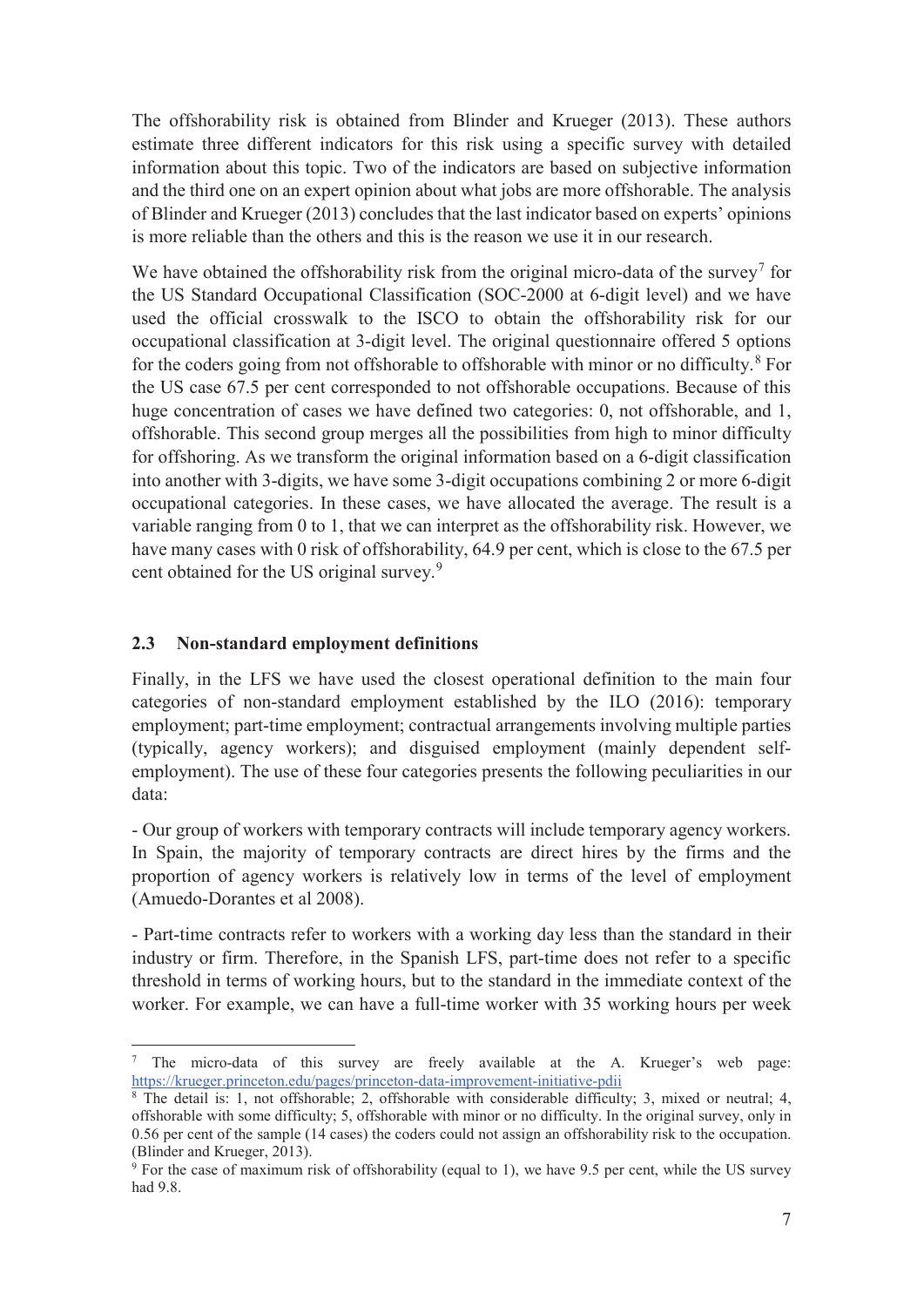The offshorability risk is obtained from Blinder and Krueger (2013). These authors estimate three different indicators for this risk using a specific survey with detailed information about this topic. Two of the indicators are based on subjective information and the third one on an expert opinion about what jobs are more offshorable. The analysis of Blinder and Krueger (2013) concludes that the last indicator based on experts' opinions is more reliable than the others and this is the reason we use it in our research.

We have obtained the offshorability risk from the original micro-data of the survey[7] for the US Standard Occupational Classification (SOC-2000 at 6-digit level) and we have used the official crosswalk to the ISCO to obtain the offshorability risk for our occupational classification at 3-digit level. The original questionnaire offered 5 options for the coders going from not offshorable to offshorable with minor or no difficulty.[8] For the US case 67.5 per cent corresponded to not offshorable occupations. Because of this huge concentration of cases we have defined two categories: 0, not offshorable, and 1, offshorable. This second group merges all the possibilities from high to minor difficulty for offshoring. As we transform the original information based on a 6-digit classification into another with 3-digits, we have some 3-digit occupations combining 2 or more 6-digit occupational categories. In these cases, we have allocated the average. The result is a variable ranging from 0 to 1, that we can interpret as the offshorability risk. However, we have many cases with 0 risk of offshorability, 64.9 per cent, which is close to the 67.5 per cent obtained for the US original survey.[9]

### 2.3 Non-standard employment definitions

Finally, in the LFS we have used the closest operational definition to the main four categories of non-standard employment established by the ILO (2016): temporary employment; part-time employment; contractual arrangements involving multiple parties (typically, agency workers); and disguised employment (mainly dependent self-employment). The use of these four categories presents the following peculiarities in our data:

- Our group of workers with temporary contracts will include temporary agency workers. In Spain, the majority of temporary contracts are direct hires by the firms and the proportion of agency workers is relatively low in terms of the level of employment (Amuedo-Dorantes et al 2008).

- Part-time contracts refer to workers with a working day less than the standard in their industry or firm. Therefore, in the Spanish LFS, part-time does not refer to a specific threshold in terms of working hours, but to the standard in the immediate context of the worker. For example, we can have a full-time worker with 35 working hours per week

---

[7] The micro-data of this survey are freely available at the A. Krueger's web page: https://krueger.princeton.edu/pages/princeton-data-improvement-initiative-pdii

[8] The detail is: 1, not offshorable; 2, offshorable with considerable difficulty; 3, mixed or neutral; 4, offshorable with some difficulty; 5, offshorable with minor or no difficulty. In the original survey, only in 0.56 per cent of the sample (14 cases) the coders could not assign an offshorability risk to the occupation. (Blinder and Krueger, 2013).

[9] For the case of maximum risk of offshorability (equal to 1), we have 9.5 per cent, while the US survey had 9.8.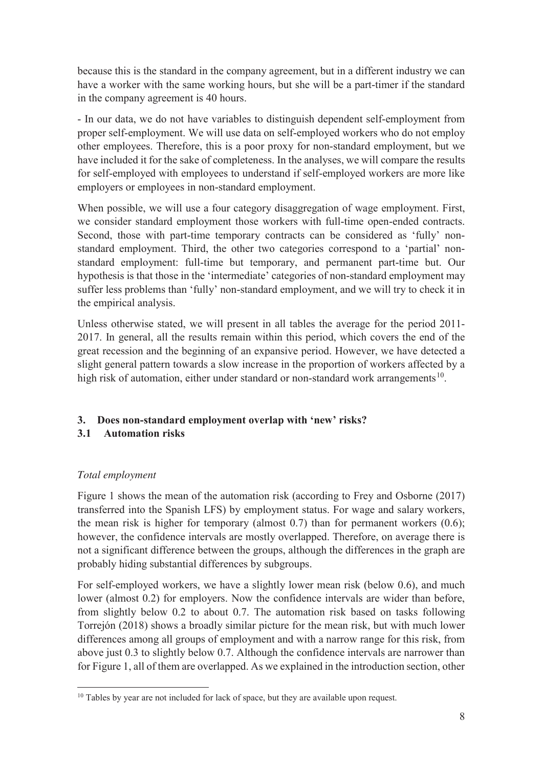because this is the standard in the company agreement, but in a different industry we can have a worker with the same working hours, but she will be a part-timer if the standard in the company agreement is 40 hours.

- In our data, we do not have variables to distinguish dependent self-employment from proper self-employment. We will use data on self-employed workers who do not employ other employees. Therefore, this is a poor proxy for non-standard employment, but we have included it for the sake of completeness. In the analyses, we will compare the results for self-employed with employees to understand if self-employed workers are more like employers or employees in non-standard employment.

When possible, we will use a four category disaggregation of wage employment. First, we consider standard employment those workers with full-time open-ended contracts. Second, those with part-time temporary contracts can be considered as 'fully' non-standard employment. Third, the other two categories correspond to a 'partial' non-standard employment: full-time but temporary, and permanent part-time but. Our hypothesis is that those in the 'intermediate' categories of non-standard employment may suffer less problems than 'fully' non-standard employment, and we will try to check it in the empirical analysis.

Unless otherwise stated, we will present in all tables the average for the period 2011-2017. In general, all the results remain within this period, which covers the end of the great recession and the beginning of an expansive period. However, we have detected a slight general pattern towards a slow increase in the proportion of workers affected by a high risk of automation, either under standard or non-standard work arrangements[10].

## 3. Does non-standard employment overlap with 'new' risks?

### 3.1 Automation risks

*Total employment*

Figure 1 shows the mean of the automation risk (according to Frey and Osborne (2017) transferred into the Spanish LFS) by employment status. For wage and salary workers, the mean risk is higher for temporary (almost 0.7) than for permanent workers (0.6); however, the confidence intervals are mostly overlapped. Therefore, on average there is not a significant difference between the groups, although the differences in the graph are probably hiding substantial differences by subgroups.

For self-employed workers, we have a slightly lower mean risk (below 0.6), and much lower (almost 0.2) for employers. Now the confidence intervals are wider than before, from slightly below 0.2 to about 0.7. The automation risk based on tasks following Torrejón (2018) shows a broadly similar picture for the mean risk, but with much lower differences among all groups of employment and with a narrow range for this risk, from above just 0.3 to slightly below 0.7. Although the confidence intervals are narrower than for Figure 1, all of them are overlapped. As we explained in the introduction section, other

[10] Tables by year are not included for lack of space, but they are available upon request.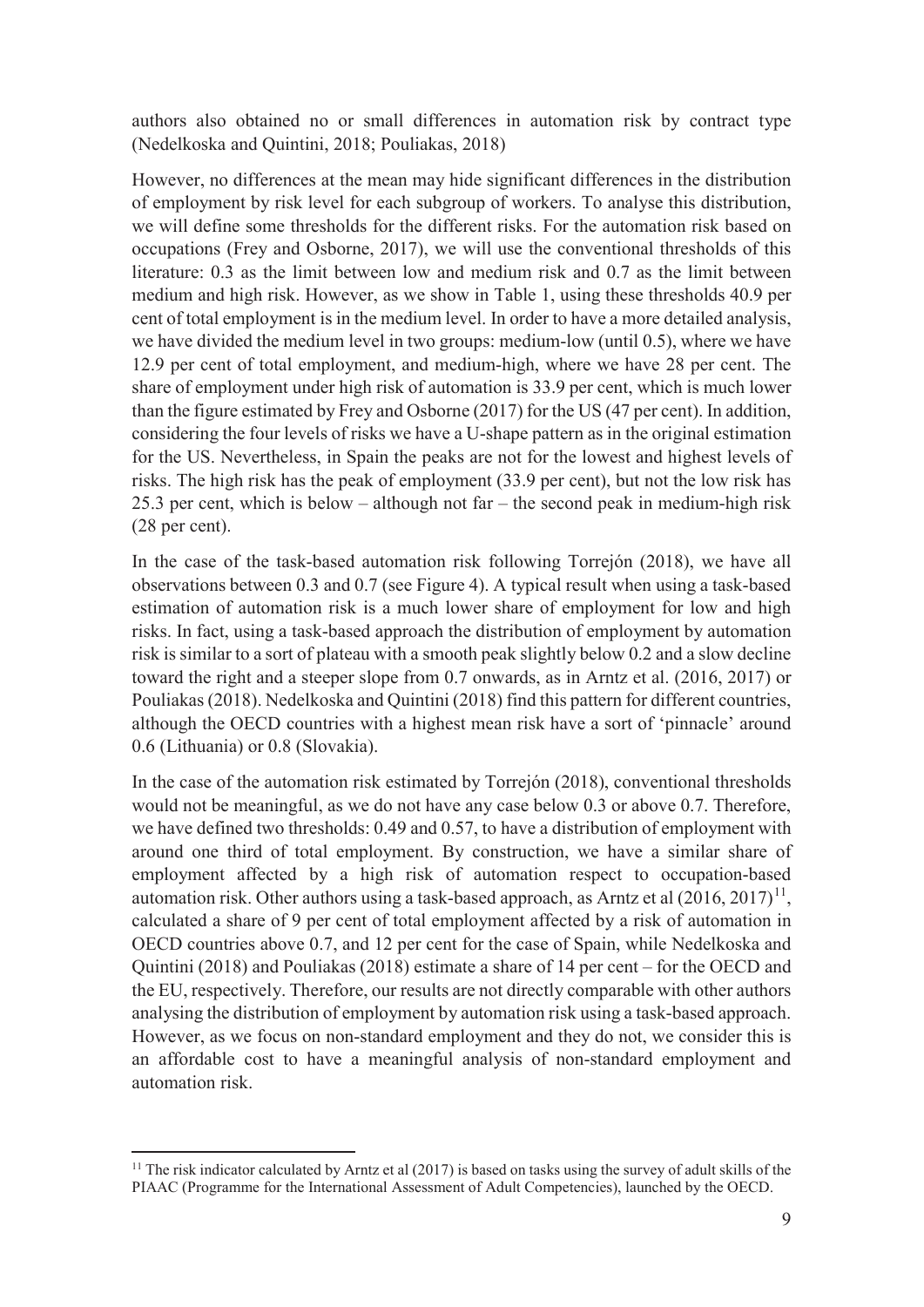authors also obtained no or small differences in automation risk by contract type (Nedelkoska and Quintini, 2018; Pouliakas, 2018)

However, no differences at the mean may hide significant differences in the distribution of employment by risk level for each subgroup of workers. To analyse this distribution, we will define some thresholds for the different risks. For the automation risk based on occupations (Frey and Osborne, 2017), we will use the conventional thresholds of this literature: 0.3 as the limit between low and medium risk and 0.7 as the limit between medium and high risk. However, as we show in Table 1, using these thresholds 40.9 per cent of total employment is in the medium level. In order to have a more detailed analysis, we have divided the medium level in two groups: medium-low (until 0.5), where we have 12.9 per cent of total employment, and medium-high, where we have 28 per cent. The share of employment under high risk of automation is 33.9 per cent, which is much lower than the figure estimated by Frey and Osborne (2017) for the US (47 per cent). In addition, considering the four levels of risks we have a U-shape pattern as in the original estimation for the US. Nevertheless, in Spain the peaks are not for the lowest and highest levels of risks. The high risk has the peak of employment (33.9 per cent), but not the low risk has 25.3 per cent, which is below – although not far – the second peak in medium-high risk (28 per cent).

In the case of the task-based automation risk following Torrejón (2018), we have all observations between 0.3 and 0.7 (see Figure 4). A typical result when using a task-based estimation of automation risk is a much lower share of employment for low and high risks. In fact, using a task-based approach the distribution of employment by automation risk is similar to a sort of plateau with a smooth peak slightly below 0.2 and a slow decline toward the right and a steeper slope from 0.7 onwards, as in Arntz et al. (2016, 2017) or Pouliakas (2018). Nedelkoska and Quintini (2018) find this pattern for different countries, although the OECD countries with a highest mean risk have a sort of 'pinnacle' around 0.6 (Lithuania) or 0.8 (Slovakia).

In the case of the automation risk estimated by Torrejón (2018), conventional thresholds would not be meaningful, as we do not have any case below 0.3 or above 0.7. Therefore, we have defined two thresholds: 0.49 and 0.57, to have a distribution of employment with around one third of total employment. By construction, we have a similar share of employment affected by a high risk of automation respect to occupation-based automation risk. Other authors using a task-based approach, as Arntz et al (2016, 2017)[11], calculated a share of 9 per cent of total employment affected by a risk of automation in OECD countries above 0.7, and 12 per cent for the case of Spain, while Nedelkoska and Quintini (2018) and Pouliakas (2018) estimate a share of 14 per cent – for the OECD and the EU, respectively. Therefore, our results are not directly comparable with other authors analysing the distribution of employment by automation risk using a task-based approach. However, as we focus on non-standard employment and they do not, we consider this is an affordable cost to have a meaningful analysis of non-standard employment and automation risk.

[11] The risk indicator calculated by Arntz et al (2017) is based on tasks using the survey of adult skills of the PIAAC (Programme for the International Assessment of Adult Competencies), launched by the OECD.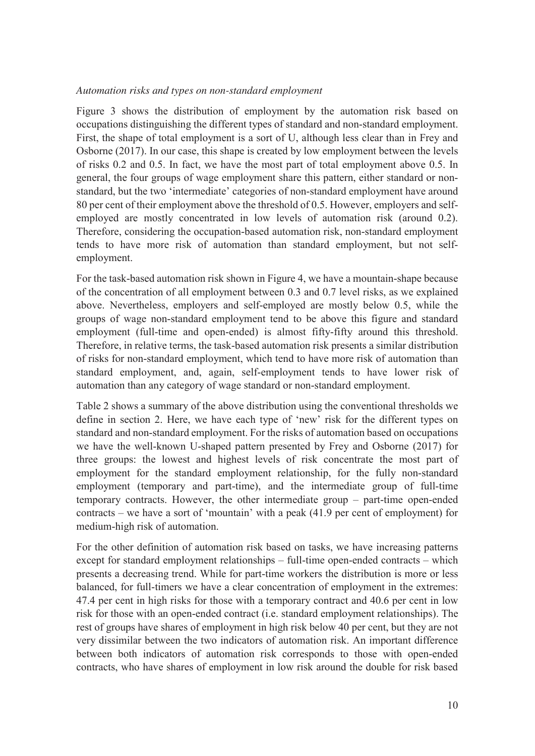*Automation risks and types on non-standard employment*

Figure 3 shows the distribution of employment by the automation risk based on occupations distinguishing the different types of standard and non-standard employment. First, the shape of total employment is a sort of U, although less clear than in Frey and Osborne (2017). In our case, this shape is created by low employment between the levels of risks 0.2 and 0.5. In fact, we have the most part of total employment above 0.5. In general, the four groups of wage employment share this pattern, either standard or non-standard, but the two 'intermediate' categories of non-standard employment have around 80 per cent of their employment above the threshold of 0.5. However, employers and self-employed are mostly concentrated in low levels of automation risk (around 0.2). Therefore, considering the occupation-based automation risk, non-standard employment tends to have more risk of automation than standard employment, but not self-employment.

For the task-based automation risk shown in Figure 4, we have a mountain-shape because of the concentration of all employment between 0.3 and 0.7 level risks, as we explained above. Nevertheless, employers and self-employed are mostly below 0.5, while the groups of wage non-standard employment tend to be above this figure and standard employment (full-time and open-ended) is almost fifty-fifty around this threshold. Therefore, in relative terms, the task-based automation risk presents a similar distribution of risks for non-standard employment, which tend to have more risk of automation than standard employment, and, again, self-employment tends to have lower risk of automation than any category of wage standard or non-standard employment.

Table 2 shows a summary of the above distribution using the conventional thresholds we define in section 2. Here, we have each type of 'new' risk for the different types on standard and non-standard employment. For the risks of automation based on occupations we have the well-known U-shaped pattern presented by Frey and Osborne (2017) for three groups: the lowest and highest levels of risk concentrate the most part of employment for the standard employment relationship, for the fully non-standard employment (temporary and part-time), and the intermediate group of full-time temporary contracts. However, the other intermediate group – part-time open-ended contracts – we have a sort of 'mountain' with a peak (41.9 per cent of employment) for medium-high risk of automation.

For the other definition of automation risk based on tasks, we have increasing patterns except for standard employment relationships – full-time open-ended contracts – which presents a decreasing trend. While for part-time workers the distribution is more or less balanced, for full-timers we have a clear concentration of employment in the extremes: 47.4 per cent in high risks for those with a temporary contract and 40.6 per cent in low risk for those with an open-ended contract (i.e. standard employment relationships). The rest of groups have shares of employment in high risk below 40 per cent, but they are not very dissimilar between the two indicators of automation risk. An important difference between both indicators of automation risk corresponds to those with open-ended contracts, who have shares of employment in low risk around the double for risk based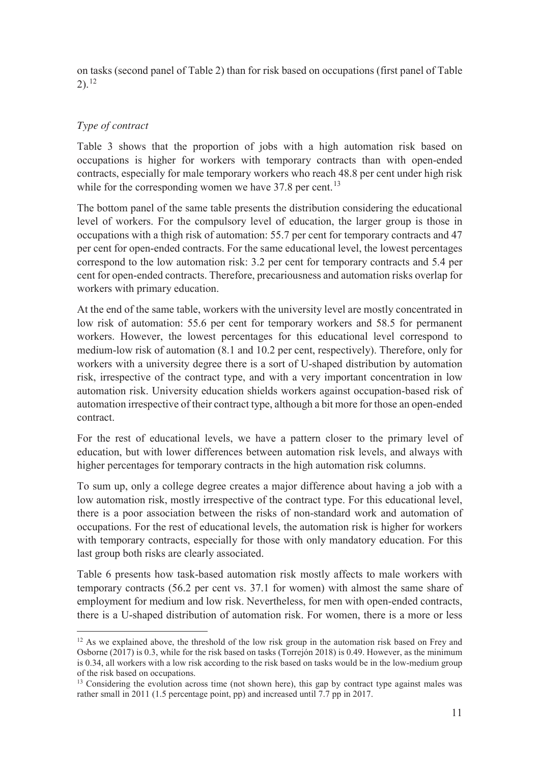on tasks (second panel of Table 2) than for risk based on occupations (first panel of Table 2).[12]

### *Type of contract*

Table 3 shows that the proportion of jobs with a high automation risk based on occupations is higher for workers with temporary contracts than with open-ended contracts, especially for male temporary workers who reach 48.8 per cent under high risk while for the corresponding women we have 37.8 per cent.[13]

The bottom panel of the same table presents the distribution considering the educational level of workers. For the compulsory level of education, the larger group is those in occupations with a thigh risk of automation: 55.7 per cent for temporary contracts and 47 per cent for open-ended contracts. For the same educational level, the lowest percentages correspond to the low automation risk: 3.2 per cent for temporary contracts and 5.4 per cent for open-ended contracts. Therefore, precariousness and automation risks overlap for workers with primary education.

At the end of the same table, workers with the university level are mostly concentrated in low risk of automation: 55.6 per cent for temporary workers and 58.5 for permanent workers. However, the lowest percentages for this educational level correspond to medium-low risk of automation (8.1 and 10.2 per cent, respectively). Therefore, only for workers with a university degree there is a sort of U-shaped distribution by automation risk, irrespective of the contract type, and with a very important concentration in low automation risk. University education shields workers against occupation-based risk of automation irrespective of their contract type, although a bit more for those an open-ended contract.

For the rest of educational levels, we have a pattern closer to the primary level of education, but with lower differences between automation risk levels, and always with higher percentages for temporary contracts in the high automation risk columns.

To sum up, only a college degree creates a major difference about having a job with a low automation risk, mostly irrespective of the contract type. For this educational level, there is a poor association between the risks of non-standard work and automation of occupations. For the rest of educational levels, the automation risk is higher for workers with temporary contracts, especially for those with only mandatory education. For this last group both risks are clearly associated.

Table 6 presents how task-based automation risk mostly affects to male workers with temporary contracts (56.2 per cent vs. 37.1 for women) with almost the same share of employment for medium and low risk. Nevertheless, for men with open-ended contracts, there is a U-shaped distribution of automation risk. For women, there is a more or less

---

[12] As we explained above, the threshold of the low risk group in the automation risk based on Frey and Osborne (2017) is 0.3, while for the risk based on tasks (Torrejón 2018) is 0.49. However, as the minimum is 0.34, all workers with a low risk according to the risk based on tasks would be in the low-medium group of the risk based on occupations.

[13] Considering the evolution across time (not shown here), this gap by contract type against males was rather small in 2011 (1.5 percentage point, pp) and increased until 7.7 pp in 2017.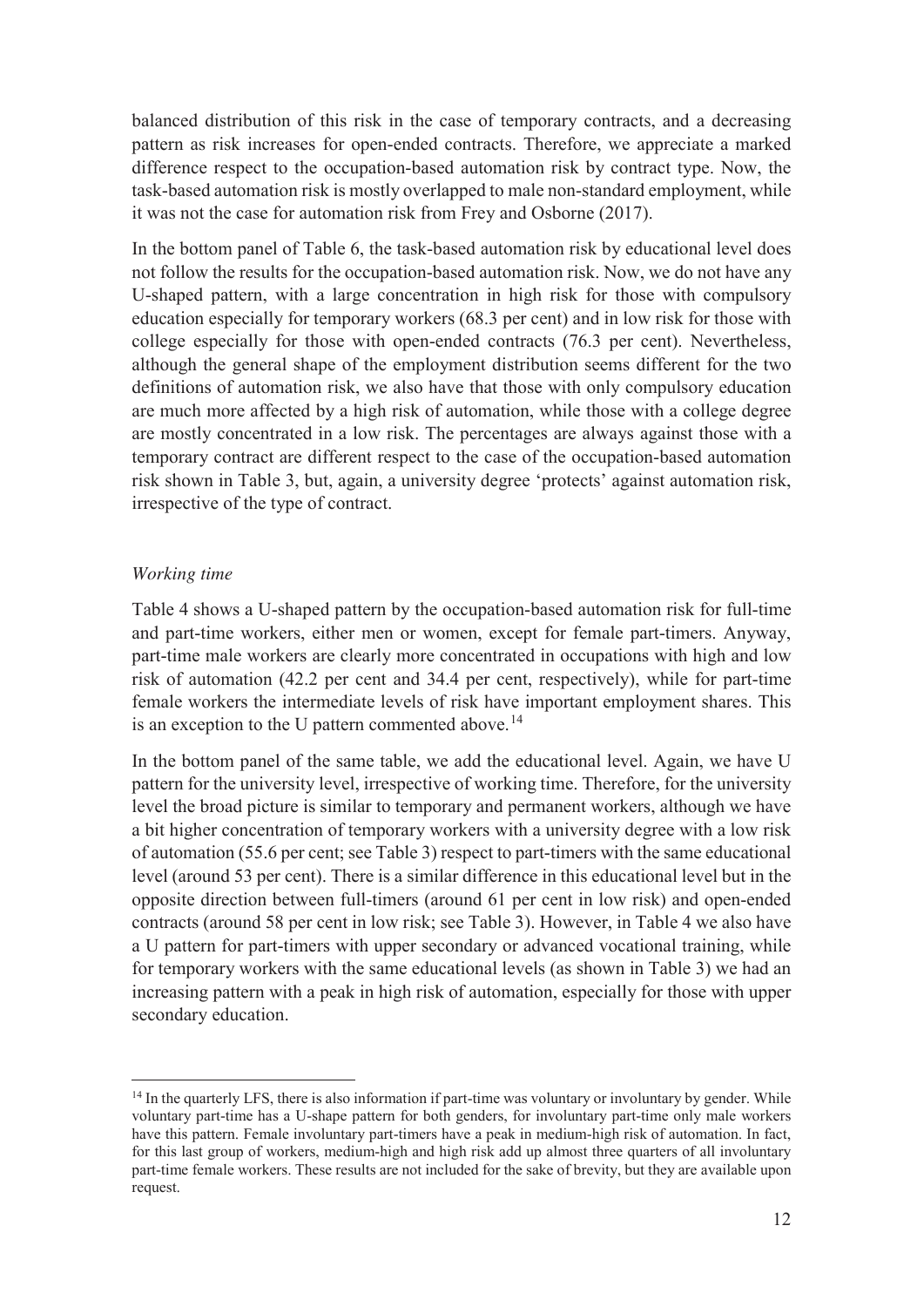balanced distribution of this risk in the case of temporary contracts, and a decreasing pattern as risk increases for open-ended contracts. Therefore, we appreciate a marked difference respect to the occupation-based automation risk by contract type. Now, the task-based automation risk is mostly overlapped to male non-standard employment, while it was not the case for automation risk from Frey and Osborne (2017).

In the bottom panel of Table 6, the task-based automation risk by educational level does not follow the results for the occupation-based automation risk. Now, we do not have any U-shaped pattern, with a large concentration in high risk for those with compulsory education especially for temporary workers (68.3 per cent) and in low risk for those with college especially for those with open-ended contracts (76.3 per cent). Nevertheless, although the general shape of the employment distribution seems different for the two definitions of automation risk, we also have that those with only compulsory education are much more affected by a high risk of automation, while those with a college degree are mostly concentrated in a low risk. The percentages are always against those with a temporary contract are different respect to the case of the occupation-based automation risk shown in Table 3, but, again, a university degree 'protects' against automation risk, irrespective of the type of contract.

*Working time*

Table 4 shows a U-shaped pattern by the occupation-based automation risk for full-time and part-time workers, either men or women, except for female part-timers. Anyway, part-time male workers are clearly more concentrated in occupations with high and low risk of automation (42.2 per cent and 34.4 per cent, respectively), while for part-time female workers the intermediate levels of risk have important employment shares. This is an exception to the U pattern commented above.[14]

In the bottom panel of the same table, we add the educational level. Again, we have U pattern for the university level, irrespective of working time. Therefore, for the university level the broad picture is similar to temporary and permanent workers, although we have a bit higher concentration of temporary workers with a university degree with a low risk of automation (55.6 per cent; see Table 3) respect to part-timers with the same educational level (around 53 per cent). There is a similar difference in this educational level but in the opposite direction between full-timers (around 61 per cent in low risk) and open-ended contracts (around 58 per cent in low risk; see Table 3). However, in Table 4 we also have a U pattern for part-timers with upper secondary or advanced vocational training, while for temporary workers with the same educational levels (as shown in Table 3) we had an increasing pattern with a peak in high risk of automation, especially for those with upper secondary education.

---

[14] In the quarterly LFS, there is also information if part-time was voluntary or involuntary by gender. While voluntary part-time has a U-shape pattern for both genders, for involuntary part-time only male workers have this pattern. Female involuntary part-timers have a peak in medium-high risk of automation. In fact, for this last group of workers, medium-high and high risk add up almost three quarters of all involuntary part-time female workers. These results are not included for the sake of brevity, but they are available upon request.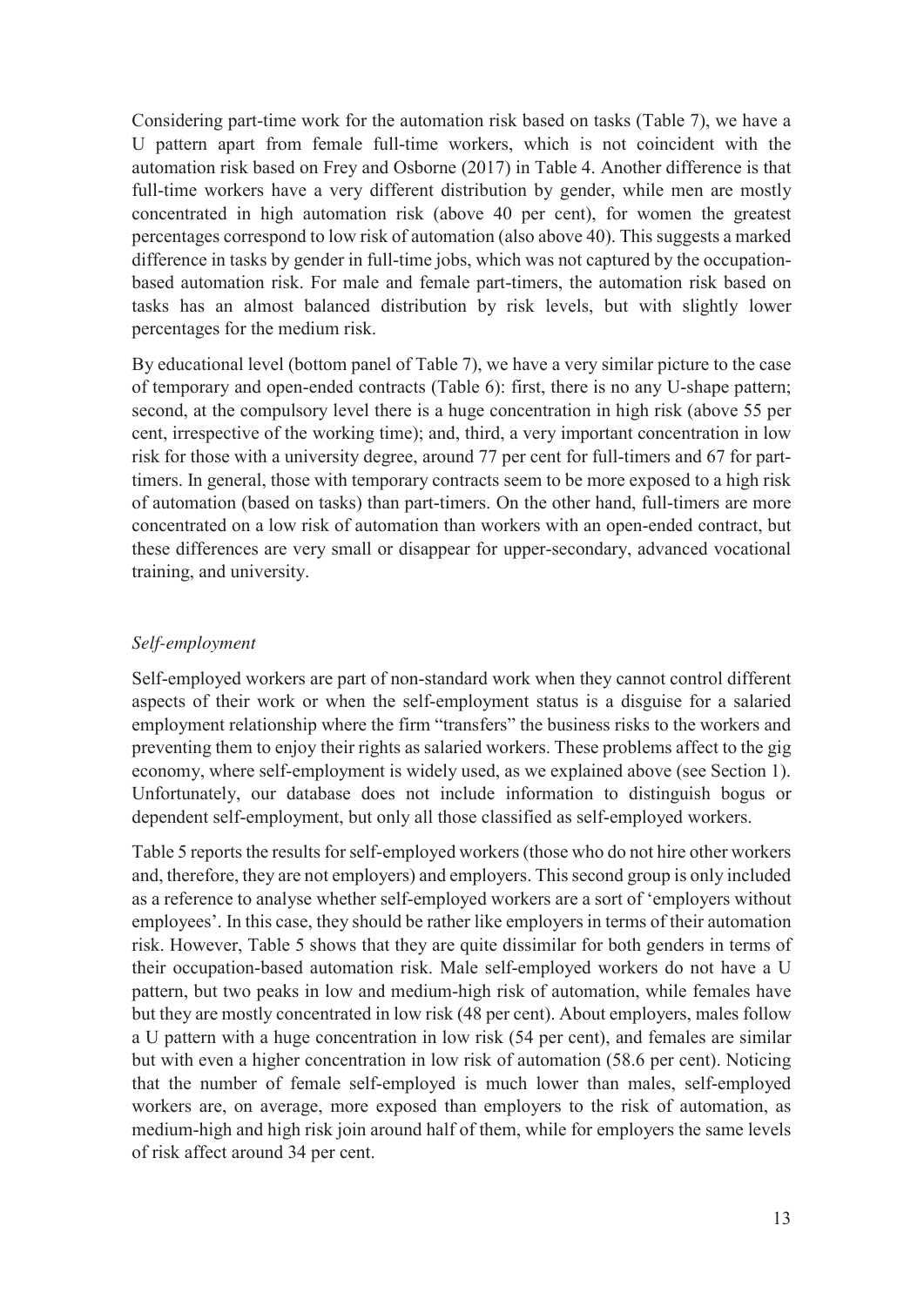Considering part-time work for the automation risk based on tasks (Table 7), we have a U pattern apart from female full-time workers, which is not coincident with the automation risk based on Frey and Osborne (2017) in Table 4. Another difference is that full-time workers have a very different distribution by gender, while men are mostly concentrated in high automation risk (above 40 per cent), for women the greatest percentages correspond to low risk of automation (also above 40). This suggests a marked difference in tasks by gender in full-time jobs, which was not captured by the occupation-based automation risk. For male and female part-timers, the automation risk based on tasks has an almost balanced distribution by risk levels, but with slightly lower percentages for the medium risk.

By educational level (bottom panel of Table 7), we have a very similar picture to the case of temporary and open-ended contracts (Table 6): first, there is no any U-shape pattern; second, at the compulsory level there is a huge concentration in high risk (above 55 per cent, irrespective of the working time); and, third, a very important concentration in low risk for those with a university degree, around 77 per cent for full-timers and 67 for part-timers. In general, those with temporary contracts seem to be more exposed to a high risk of automation (based on tasks) than part-timers. On the other hand, full-timers are more concentrated on a low risk of automation than workers with an open-ended contract, but these differences are very small or disappear for upper-secondary, advanced vocational training, and university.

### *Self-employment*

Self-employed workers are part of non-standard work when they cannot control different aspects of their work or when the self-employment status is a disguise for a salaried employment relationship where the firm "transfers" the business risks to the workers and preventing them to enjoy their rights as salaried workers. These problems affect to the gig economy, where self-employment is widely used, as we explained above (see Section 1). Unfortunately, our database does not include information to distinguish bogus or dependent self-employment, but only all those classified as self-employed workers.

Table 5 reports the results for self-employed workers (those who do not hire other workers and, therefore, they are not employers) and employers. This second group is only included as a reference to analyse whether self-employed workers are a sort of 'employers without employees'. In this case, they should be rather like employers in terms of their automation risk. However, Table 5 shows that they are quite dissimilar for both genders in terms of their occupation-based automation risk. Male self-employed workers do not have a U pattern, but two peaks in low and medium-high risk of automation, while females have but they are mostly concentrated in low risk (48 per cent). About employers, males follow a U pattern with a huge concentration in low risk (54 per cent), and females are similar but with even a higher concentration in low risk of automation (58.6 per cent). Noticing that the number of female self-employed is much lower than males, self-employed workers are, on average, more exposed than employers to the risk of automation, as medium-high and high risk join around half of them, while for employers the same levels of risk affect around 34 per cent.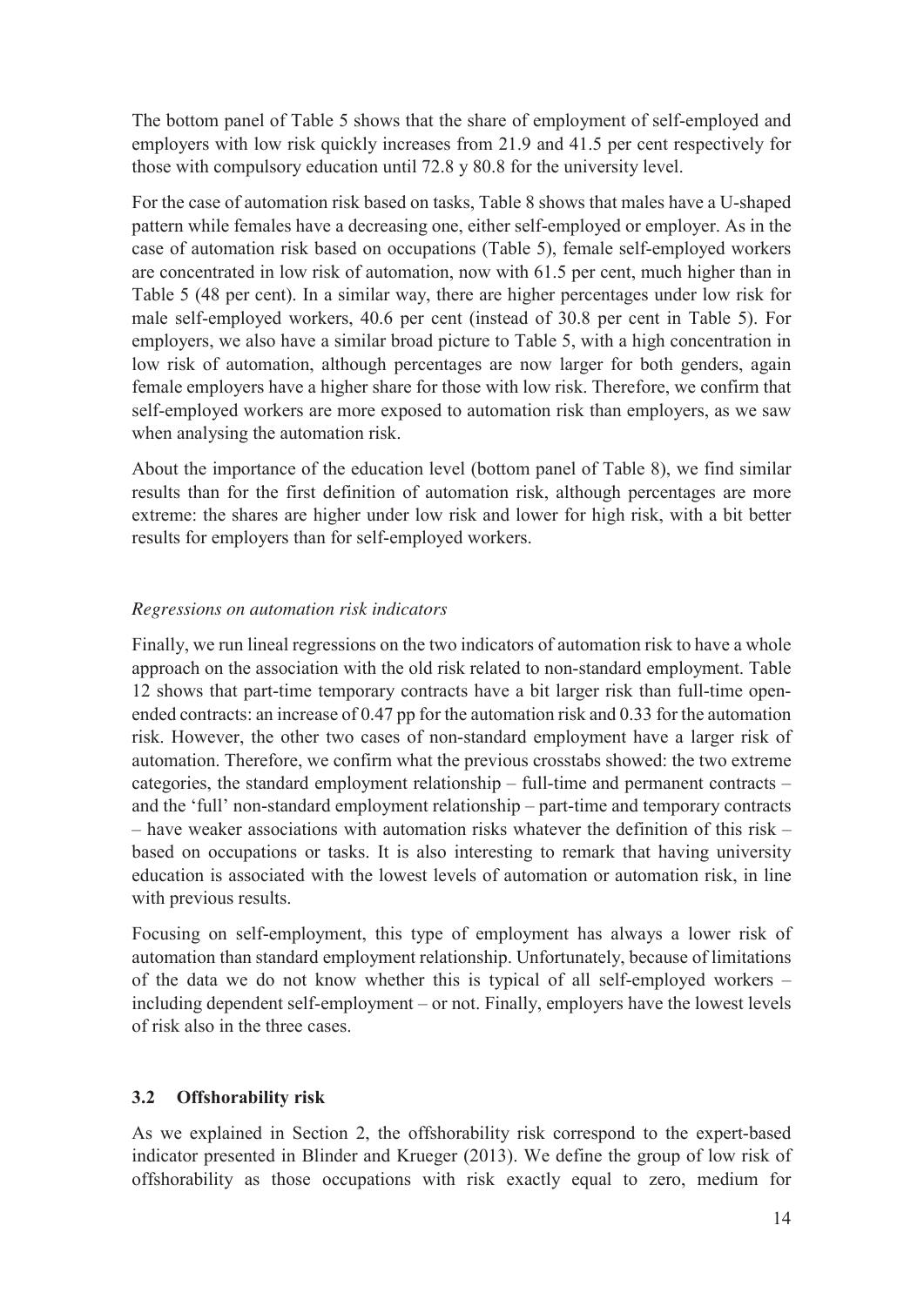The bottom panel of Table 5 shows that the share of employment of self-employed and employers with low risk quickly increases from 21.9 and 41.5 per cent respectively for those with compulsory education until 72.8 y 80.8 for the university level.

For the case of automation risk based on tasks, Table 8 shows that males have a U-shaped pattern while females have a decreasing one, either self-employed or employer. As in the case of automation risk based on occupations (Table 5), female self-employed workers are concentrated in low risk of automation, now with 61.5 per cent, much higher than in Table 5 (48 per cent). In a similar way, there are higher percentages under low risk for male self-employed workers, 40.6 per cent (instead of 30.8 per cent in Table 5). For employers, we also have a similar broad picture to Table 5, with a high concentration in low risk of automation, although percentages are now larger for both genders, again female employers have a higher share for those with low risk. Therefore, we confirm that self-employed workers are more exposed to automation risk than employers, as we saw when analysing the automation risk.

About the importance of the education level (bottom panel of Table 8), we find similar results than for the first definition of automation risk, although percentages are more extreme: the shares are higher under low risk and lower for high risk, with a bit better results for employers than for self-employed workers.

*Regressions on automation risk indicators*

Finally, we run lineal regressions on the two indicators of automation risk to have a whole approach on the association with the old risk related to non-standard employment. Table 12 shows that part-time temporary contracts have a bit larger risk than full-time open-ended contracts: an increase of 0.47 pp for the automation risk and 0.33 for the automation risk. However, the other two cases of non-standard employment have a larger risk of automation. Therefore, we confirm what the previous crosstabs showed: the two extreme categories, the standard employment relationship – full-time and permanent contracts – and the 'full' non-standard employment relationship – part-time and temporary contracts – have weaker associations with automation risks whatever the definition of this risk – based on occupations or tasks. It is also interesting to remark that having university education is associated with the lowest levels of automation or automation risk, in line with previous results.

Focusing on self-employment, this type of employment has always a lower risk of automation than standard employment relationship. Unfortunately, because of limitations of the data we do not know whether this is typical of all self-employed workers – including dependent self-employment – or not. Finally, employers have the lowest levels of risk also in the three cases.

### 3.2 Offshorability risk

As we explained in Section 2, the offshorability risk correspond to the expert-based indicator presented in Blinder and Krueger (2013). We define the group of low risk of offshorability as those occupations with risk exactly equal to zero, medium for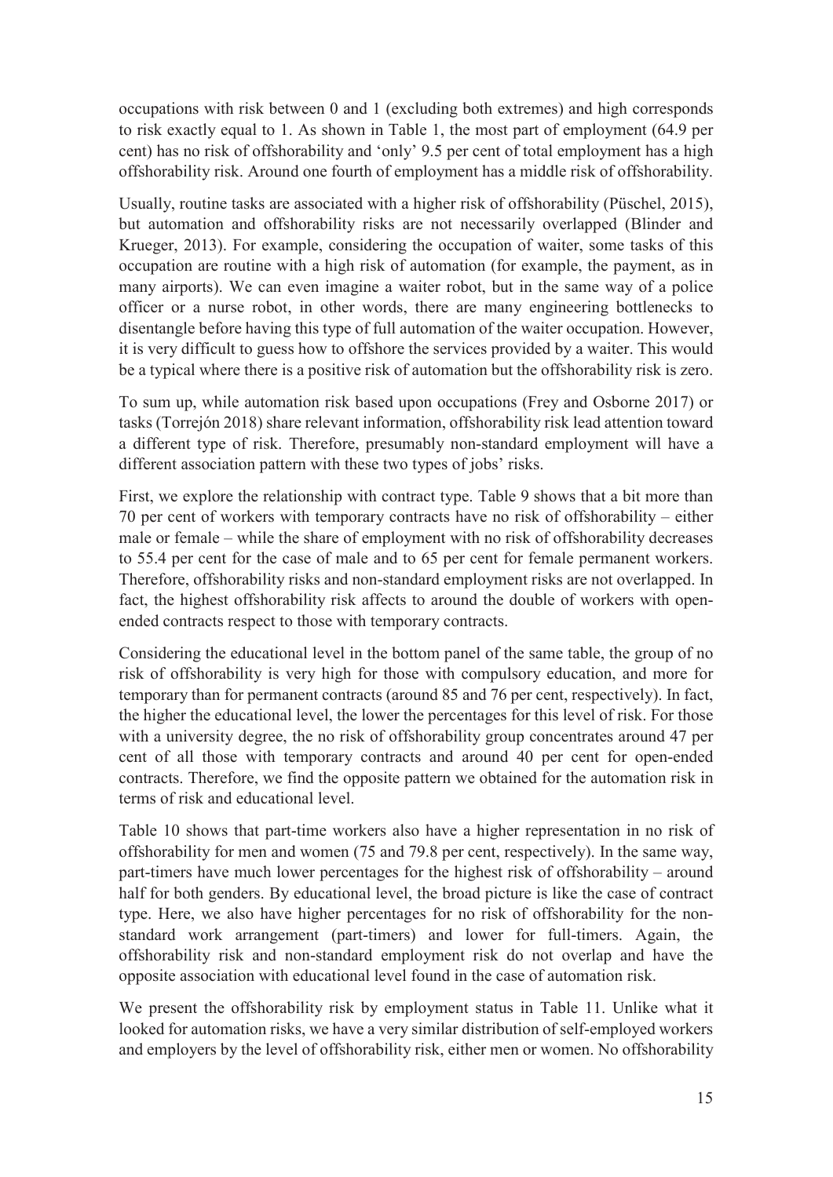occupations with risk between 0 and 1 (excluding both extremes) and high corresponds to risk exactly equal to 1. As shown in Table 1, the most part of employment (64.9 per cent) has no risk of offshorability and 'only' 9.5 per cent of total employment has a high offshorability risk. Around one fourth of employment has a middle risk of offshorability.

Usually, routine tasks are associated with a higher risk of offshorability (Püschel, 2015), but automation and offshorability risks are not necessarily overlapped (Blinder and Krueger, 2013). For example, considering the occupation of waiter, some tasks of this occupation are routine with a high risk of automation (for example, the payment, as in many airports). We can even imagine a waiter robot, but in the same way of a police officer or a nurse robot, in other words, there are many engineering bottlenecks to disentangle before having this type of full automation of the waiter occupation. However, it is very difficult to guess how to offshore the services provided by a waiter. This would be a typical where there is a positive risk of automation but the offshorability risk is zero.

To sum up, while automation risk based upon occupations (Frey and Osborne 2017) or tasks (Torrejón 2018) share relevant information, offshorability risk lead attention toward a different type of risk. Therefore, presumably non-standard employment will have a different association pattern with these two types of jobs' risks.

First, we explore the relationship with contract type. Table 9 shows that a bit more than 70 per cent of workers with temporary contracts have no risk of offshorability – either male or female – while the share of employment with no risk of offshorability decreases to 55.4 per cent for the case of male and to 65 per cent for female permanent workers. Therefore, offshorability risks and non-standard employment risks are not overlapped. In fact, the highest offshorability risk affects to around the double of workers with open-ended contracts respect to those with temporary contracts.

Considering the educational level in the bottom panel of the same table, the group of no risk of offshorability is very high for those with compulsory education, and more for temporary than for permanent contracts (around 85 and 76 per cent, respectively). In fact, the higher the educational level, the lower the percentages for this level of risk. For those with a university degree, the no risk of offshorability group concentrates around 47 per cent of all those with temporary contracts and around 40 per cent for open-ended contracts. Therefore, we find the opposite pattern we obtained for the automation risk in terms of risk and educational level.

Table 10 shows that part-time workers also have a higher representation in no risk of offshorability for men and women (75 and 79.8 per cent, respectively). In the same way, part-timers have much lower percentages for the highest risk of offshorability – around half for both genders. By educational level, the broad picture is like the case of contract type. Here, we also have higher percentages for no risk of offshorability for the non-standard work arrangement (part-timers) and lower for full-timers. Again, the offshorability risk and non-standard employment risk do not overlap and have the opposite association with educational level found in the case of automation risk.

We present the offshorability risk by employment status in Table 11. Unlike what it looked for automation risks, we have a very similar distribution of self-employed workers and employers by the level of offshorability risk, either men or women. No offshorability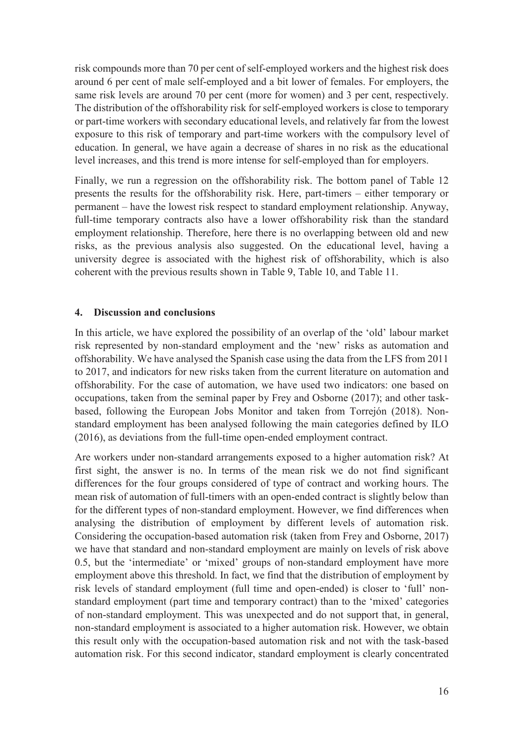risk compounds more than 70 per cent of self-employed workers and the highest risk does around 6 per cent of male self-employed and a bit lower of females. For employers, the same risk levels are around 70 per cent (more for women) and 3 per cent, respectively. The distribution of the offshorability risk for self-employed workers is close to temporary or part-time workers with secondary educational levels, and relatively far from the lowest exposure to this risk of temporary and part-time workers with the compulsory level of education. In general, we have again a decrease of shares in no risk as the educational level increases, and this trend is more intense for self-employed than for employers.

Finally, we run a regression on the offshorability risk. The bottom panel of Table 12 presents the results for the offshorability risk. Here, part-timers – either temporary or permanent – have the lowest risk respect to standard employment relationship. Anyway, full-time temporary contracts also have a lower offshorability risk than the standard employment relationship. Therefore, here there is no overlapping between old and new risks, as the previous analysis also suggested. On the educational level, having a university degree is associated with the highest risk of offshorability, which is also coherent with the previous results shown in Table 9, Table 10, and Table 11.

## 4. Discussion and conclusions

In this article, we have explored the possibility of an overlap of the 'old' labour market risk represented by non-standard employment and the 'new' risks as automation and offshorability. We have analysed the Spanish case using the data from the LFS from 2011 to 2017, and indicators for new risks taken from the current literature on automation and offshorability. For the case of automation, we have used two indicators: one based on occupations, taken from the seminal paper by Frey and Osborne (2017); and other task-based, following the European Jobs Monitor and taken from Torrejón (2018). Non-standard employment has been analysed following the main categories defined by ILO (2016), as deviations from the full-time open-ended employment contract.

Are workers under non-standard arrangements exposed to a higher automation risk? At first sight, the answer is no. In terms of the mean risk we do not find significant differences for the four groups considered of type of contract and working hours. The mean risk of automation of full-timers with an open-ended contract is slightly below than for the different types of non-standard employment. However, we find differences when analysing the distribution of employment by different levels of automation risk. Considering the occupation-based automation risk (taken from Frey and Osborne, 2017) we have that standard and non-standard employment are mainly on levels of risk above 0.5, but the 'intermediate' or 'mixed' groups of non-standard employment have more employment above this threshold. In fact, we find that the distribution of employment by risk levels of standard employment (full time and open-ended) is closer to 'full' non-standard employment (part time and temporary contract) than to the 'mixed' categories of non-standard employment. This was unexpected and do not support that, in general, non-standard employment is associated to a higher automation risk. However, we obtain this result only with the occupation-based automation risk and not with the task-based automation risk. For this second indicator, standard employment is clearly concentrated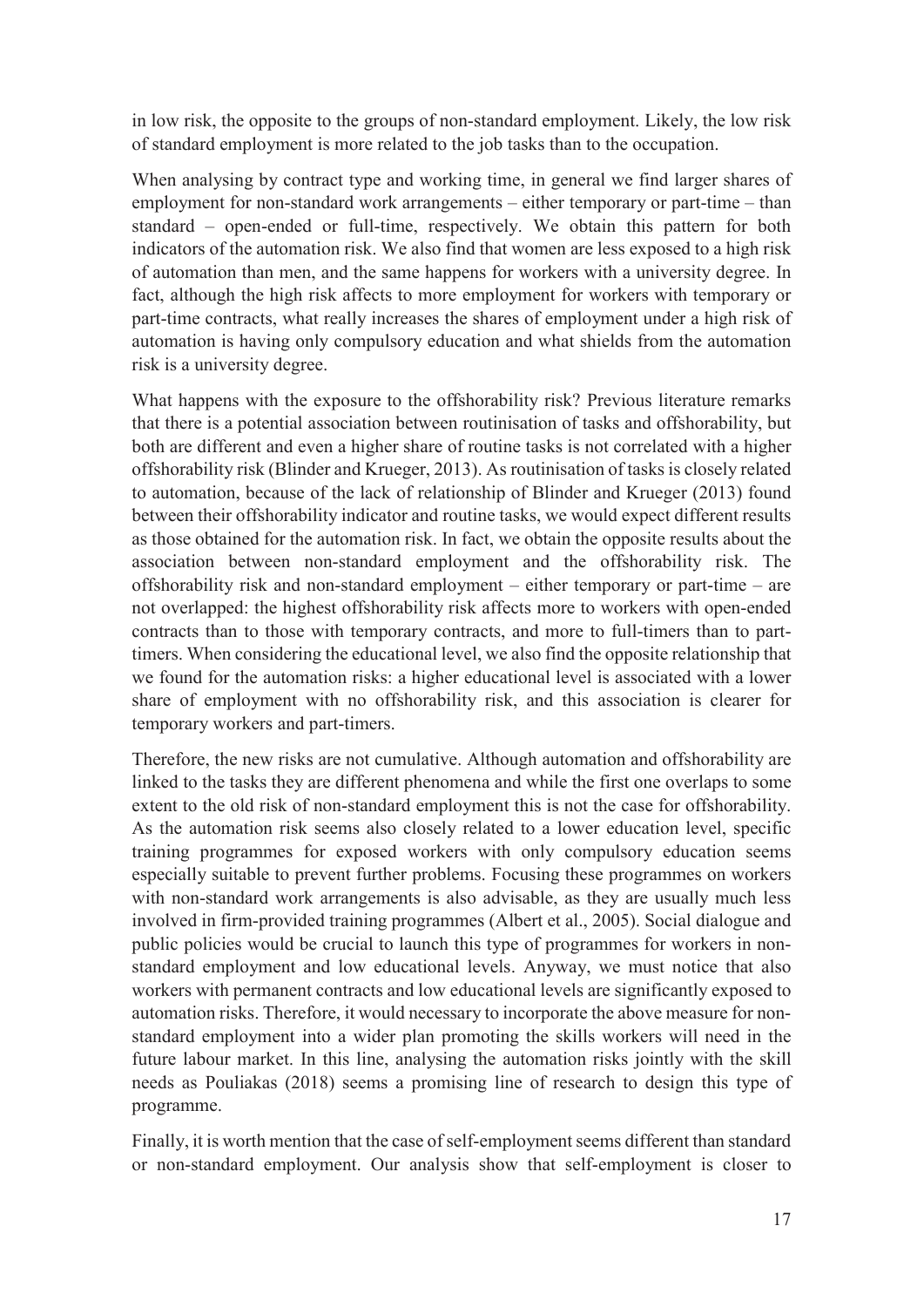in low risk, the opposite to the groups of non-standard employment. Likely, the low risk of standard employment is more related to the job tasks than to the occupation.

When analysing by contract type and working time, in general we find larger shares of employment for non-standard work arrangements – either temporary or part-time – than standard – open-ended or full-time, respectively. We obtain this pattern for both indicators of the automation risk. We also find that women are less exposed to a high risk of automation than men, and the same happens for workers with a university degree. In fact, although the high risk affects to more employment for workers with temporary or part-time contracts, what really increases the shares of employment under a high risk of automation is having only compulsory education and what shields from the automation risk is a university degree.

What happens with the exposure to the offshorability risk? Previous literature remarks that there is a potential association between routinisation of tasks and offshorability, but both are different and even a higher share of routine tasks is not correlated with a higher offshorability risk (Blinder and Krueger, 2013). As routinisation of tasks is closely related to automation, because of the lack of relationship of Blinder and Krueger (2013) found between their offshorability indicator and routine tasks, we would expect different results as those obtained for the automation risk. In fact, we obtain the opposite results about the association between non-standard employment and the offshorability risk. The offshorability risk and non-standard employment – either temporary or part-time – are not overlapped: the highest offshorability risk affects more to workers with open-ended contracts than to those with temporary contracts, and more to full-timers than to part-timers. When considering the educational level, we also find the opposite relationship that we found for the automation risks: a higher educational level is associated with a lower share of employment with no offshorability risk, and this association is clearer for temporary workers and part-timers.

Therefore, the new risks are not cumulative. Although automation and offshorability are linked to the tasks they are different phenomena and while the first one overlaps to some extent to the old risk of non-standard employment this is not the case for offshorability. As the automation risk seems also closely related to a lower education level, specific training programmes for exposed workers with only compulsory education seems especially suitable to prevent further problems. Focusing these programmes on workers with non-standard work arrangements is also advisable, as they are usually much less involved in firm-provided training programmes (Albert et al., 2005). Social dialogue and public policies would be crucial to launch this type of programmes for workers in non-standard employment and low educational levels. Anyway, we must notice that also workers with permanent contracts and low educational levels are significantly exposed to automation risks. Therefore, it would necessary to incorporate the above measure for non-standard employment into a wider plan promoting the skills workers will need in the future labour market. In this line, analysing the automation risks jointly with the skill needs as Pouliakas (2018) seems a promising line of research to design this type of programme.

Finally, it is worth mention that the case of self-employment seems different than standard or non-standard employment. Our analysis show that self-employment is closer to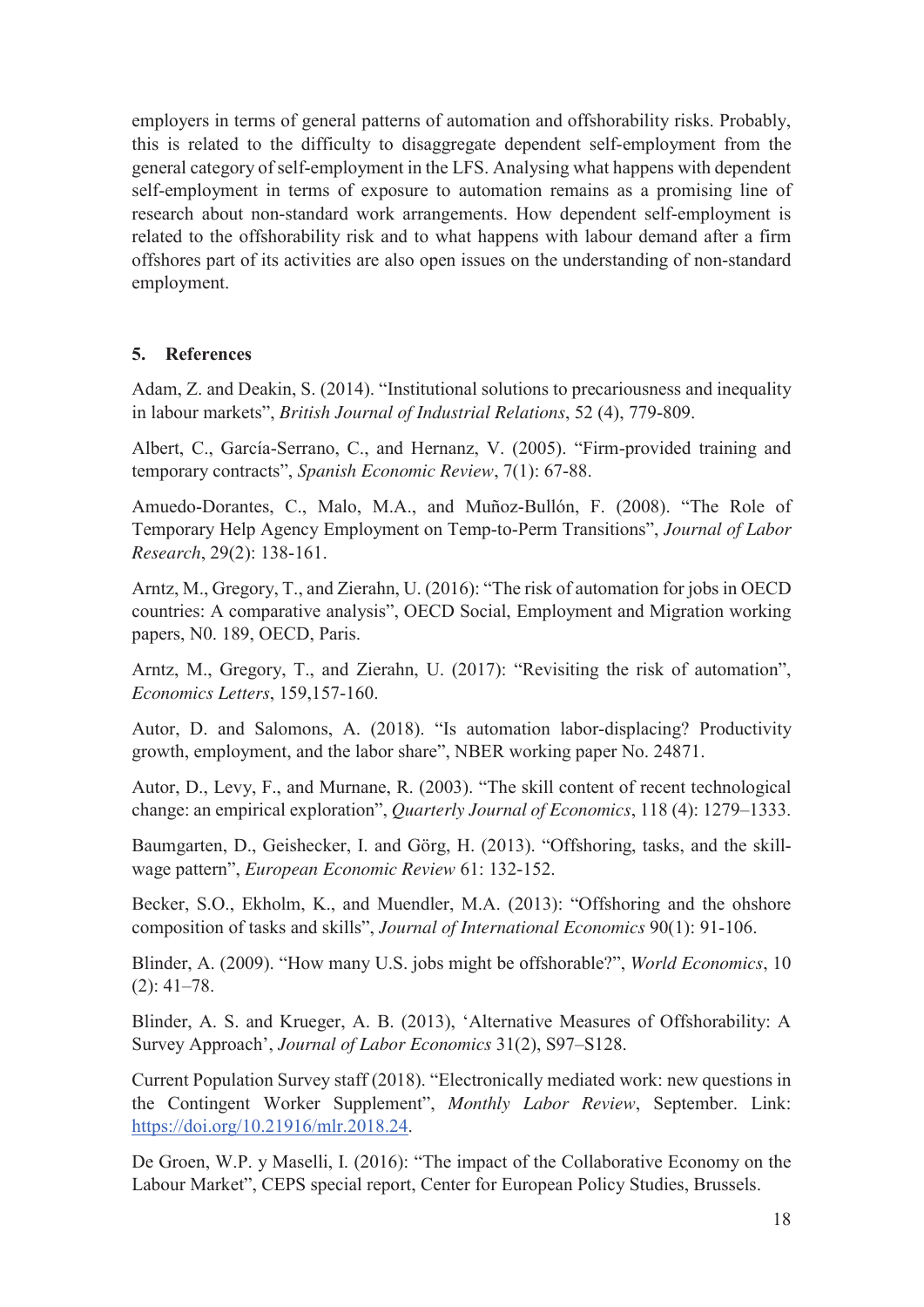employers in terms of general patterns of automation and offshorability risks. Probably, this is related to the difficulty to disaggregate dependent self-employment from the general category of self-employment in the LFS. Analysing what happens with dependent self-employment in terms of exposure to automation remains as a promising line of research about non-standard work arrangements. How dependent self-employment is related to the offshorability risk and to what happens with labour demand after a firm offshores part of its activities are also open issues on the understanding of non-standard employment.

## 5. References

Adam, Z. and Deakin, S. (2014). "Institutional solutions to precariousness and inequality in labour markets", *British Journal of Industrial Relations*, 52 (4), 779-809.

Albert, C., García-Serrano, C., and Hernanz, V. (2005). "Firm-provided training and temporary contracts", *Spanish Economic Review*, 7(1): 67-88.

Amuedo-Dorantes, C., Malo, M.A., and Muñoz-Bullón, F. (2008). "The Role of Temporary Help Agency Employment on Temp-to-Perm Transitions", *Journal of Labor Research*, 29(2): 138-161.

Arntz, M., Gregory, T., and Zierahn, U. (2016): "The risk of automation for jobs in OECD countries: A comparative analysis", OECD Social, Employment and Migration working papers, N0. 189, OECD, Paris.

Arntz, M., Gregory, T., and Zierahn, U. (2017): "Revisiting the risk of automation", *Economics Letters*, 159,157-160.

Autor, D. and Salomons, A. (2018). "Is automation labor-displacing? Productivity growth, employment, and the labor share", NBER working paper No. 24871.

Autor, D., Levy, F., and Murnane, R. (2003). "The skill content of recent technological change: an empirical exploration", *Quarterly Journal of Economics*, 118 (4): 1279–1333.

Baumgarten, D., Geishecker, I. and Görg, H. (2013). "Offshoring, tasks, and the skill-wage pattern", *European Economic Review* 61: 132-152.

Becker, S.O., Ekholm, K., and Muendler, M.A. (2013): "Offshoring and the ohshore composition of tasks and skills", *Journal of International Economics* 90(1): 91-106.

Blinder, A. (2009). "How many U.S. jobs might be offshorable?", *World Economics*, 10 (2): 41–78.

Blinder, A. S. and Krueger, A. B. (2013), 'Alternative Measures of Offshorability: A Survey Approach', *Journal of Labor Economics* 31(2), S97–S128.

Current Population Survey staff (2018). "Electronically mediated work: new questions in the Contingent Worker Supplement", *Monthly Labor Review*, September. Link: https://doi.org/10.21916/mlr.2018.24.

De Groen, W.P. y Maselli, I. (2016): "The impact of the Collaborative Economy on the Labour Market", CEPS special report, Center for European Policy Studies, Brussels.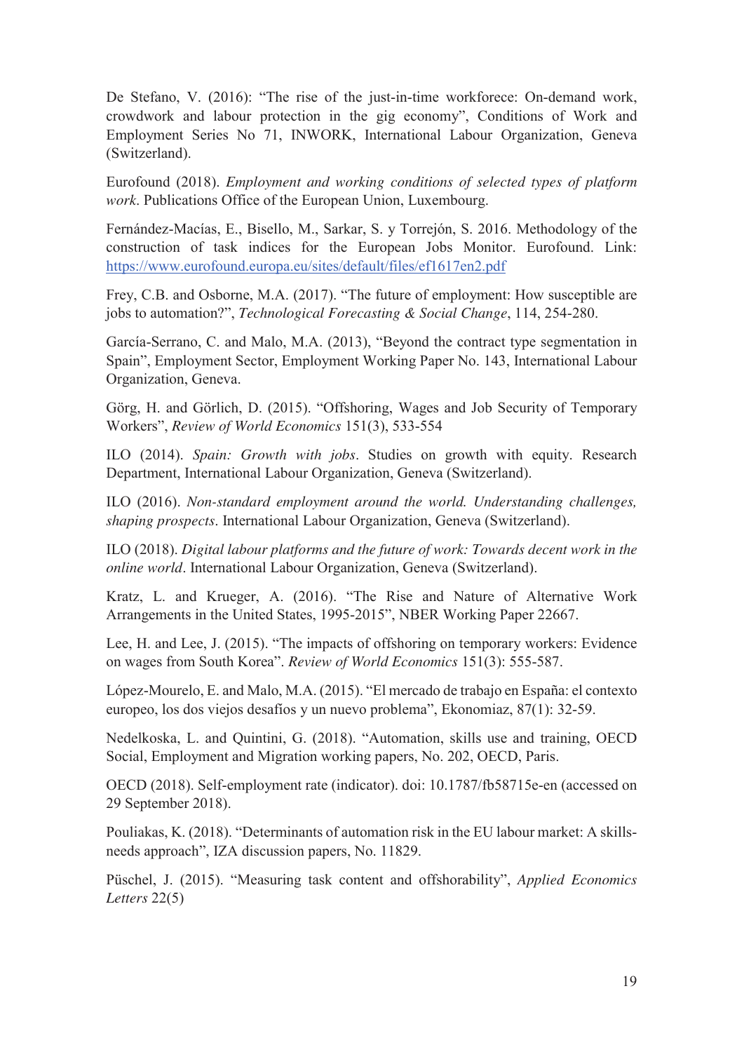De Stefano, V. (2016): "The rise of the just-in-time workforece: On-demand work, crowdwork and labour protection in the gig economy", Conditions of Work and Employment Series No 71, INWORK, International Labour Organization, Geneva (Switzerland).

Eurofound (2018). *Employment and working conditions of selected types of platform work*. Publications Office of the European Union, Luxembourg.

Fernández-Macías, E., Bisello, M., Sarkar, S. y Torrejón, S. 2016. Methodology of the construction of task indices for the European Jobs Monitor. Eurofound. Link: https://www.eurofound.europa.eu/sites/default/files/ef1617en2.pdf

Frey, C.B. and Osborne, M.A. (2017). "The future of employment: How susceptible are jobs to automation?", *Technological Forecasting & Social Change*, 114, 254-280.

García-Serrano, C. and Malo, M.A. (2013), "Beyond the contract type segmentation in Spain", Employment Sector, Employment Working Paper No. 143, International Labour Organization, Geneva.

Görg, H. and Görlich, D. (2015). "Offshoring, Wages and Job Security of Temporary Workers", *Review of World Economics* 151(3), 533-554

ILO (2014). *Spain: Growth with jobs*. Studies on growth with equity. Research Department, International Labour Organization, Geneva (Switzerland).

ILO (2016). *Non-standard employment around the world. Understanding challenges, shaping prospects*. International Labour Organization, Geneva (Switzerland).

ILO (2018). *Digital labour platforms and the future of work: Towards decent work in the online world*. International Labour Organization, Geneva (Switzerland).

Kratz, L. and Krueger, A. (2016). "The Rise and Nature of Alternative Work Arrangements in the United States, 1995-2015", NBER Working Paper 22667.

Lee, H. and Lee, J. (2015). "The impacts of offshoring on temporary workers: Evidence on wages from South Korea". *Review of World Economics* 151(3): 555-587.

López-Mourelo, E. and Malo, M.A. (2015). "El mercado de trabajo en España: el contexto europeo, los dos viejos desafíos y un nuevo problema", Ekonomiaz, 87(1): 32-59.

Nedelkoska, L. and Quintini, G. (2018). "Automation, skills use and training, OECD Social, Employment and Migration working papers, No. 202, OECD, Paris.

OECD (2018). Self-employment rate (indicator). doi: 10.1787/fb58715e-en (accessed on 29 September 2018).

Pouliakas, K. (2018). "Determinants of automation risk in the EU labour market: A skills-needs approach", IZA discussion papers, No. 11829.

Püschel, J. (2015). "Measuring task content and offshorability", *Applied Economics Letters* 22(5)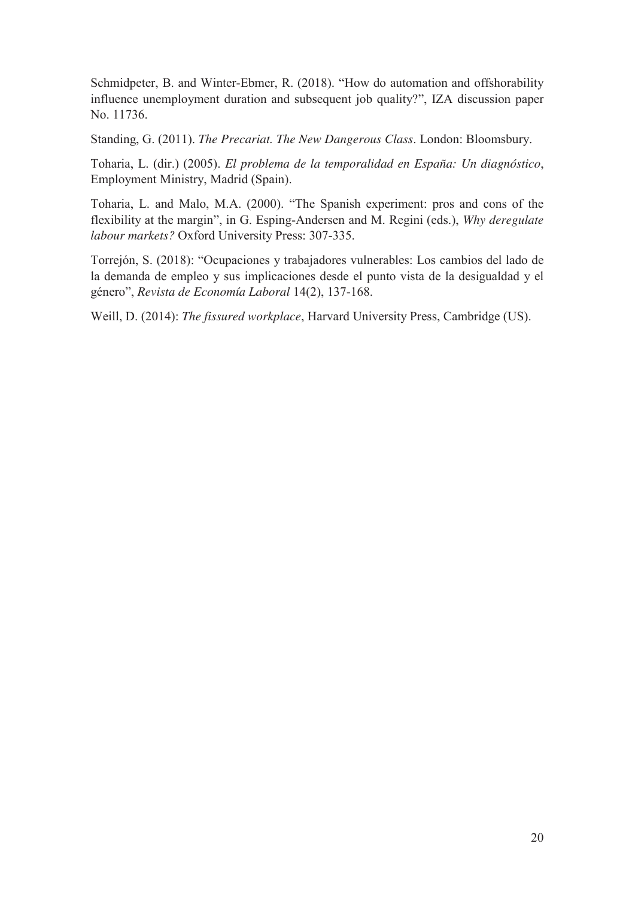Schmidpeter, B. and Winter-Ebmer, R. (2018). “How do automation and offshorability influence unemployment duration and subsequent job quality?”, IZA discussion paper No. 11736.

Standing, G. (2011). *The Precariat. The New Dangerous Class*. London: Bloomsbury.

Toharia, L. (dir.) (2005). *El problema de la temporalidad en España: Un diagnóstico*, Employment Ministry, Madrid (Spain).

Toharia, L. and Malo, M.A. (2000). “The Spanish experiment: pros and cons of the flexibility at the margin”, in G. Esping-Andersen and M. Regini (eds.), *Why deregulate labour markets?* Oxford University Press: 307-335.

Torrejón, S. (2018): “Ocupaciones y trabajadores vulnerables: Los cambios del lado de la demanda de empleo y sus implicaciones desde el punto vista de la desigualdad y el género”, *Revista de Economía Laboral* 14(2), 137-168.

Weill, D. (2014): *The fissured workplace*, Harvard University Press, Cambridge (US).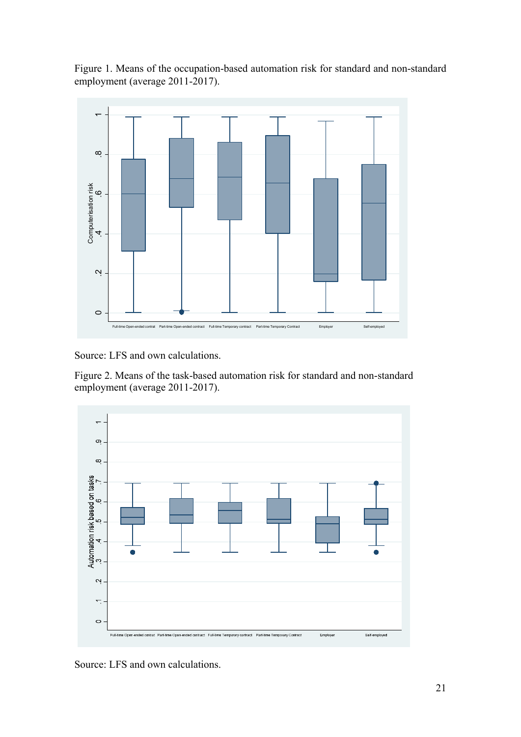Figure 1. Means of the occupation-based automation risk for standard and non-standard employment (average 2011-2017).

Source: LFS and own calculations.

Figure 2. Means of the task-based automation risk for standard and non-standard employment (average 2011-2017).

Source: LFS and own calculations.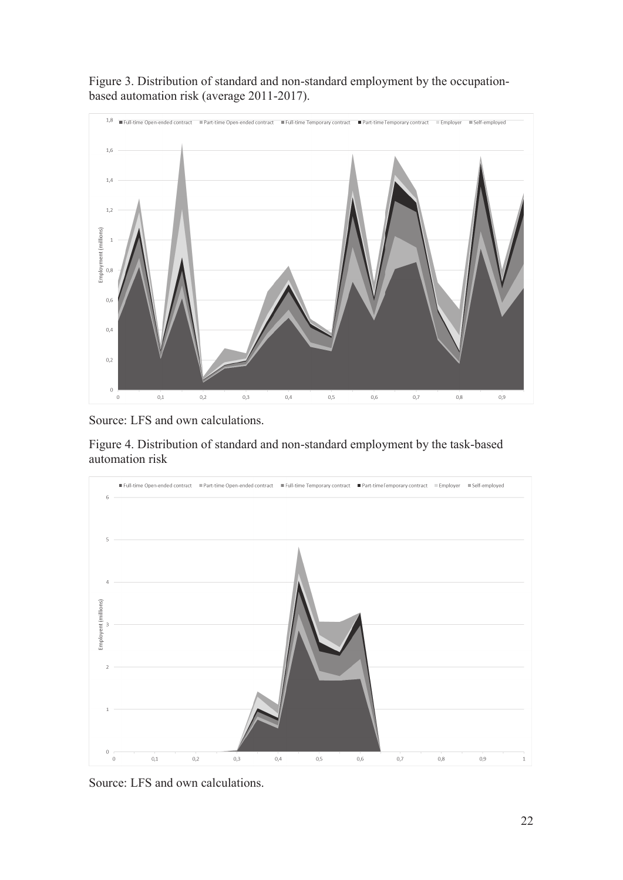Figure 3. Distribution of standard and non-standard employment by the occupation-based automation risk (average 2011-2017).

Source: LFS and own calculations.

Figure 4. Distribution of standard and non-standard employment by the task-based automation risk

Source: LFS and own calculations.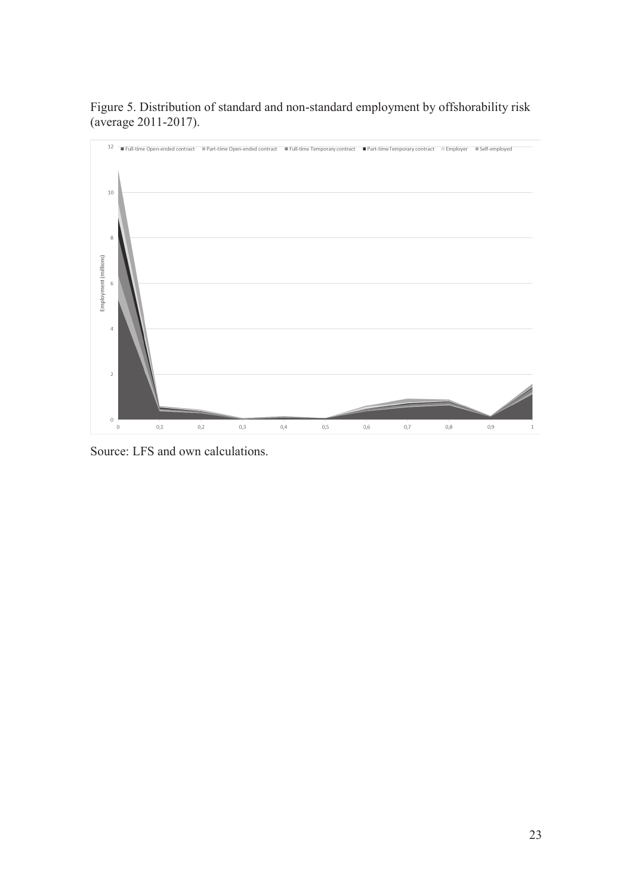Figure 5. Distribution of standard and non-standard employment by offshorability risk (average 2011-2017).

Source: LFS and own calculations.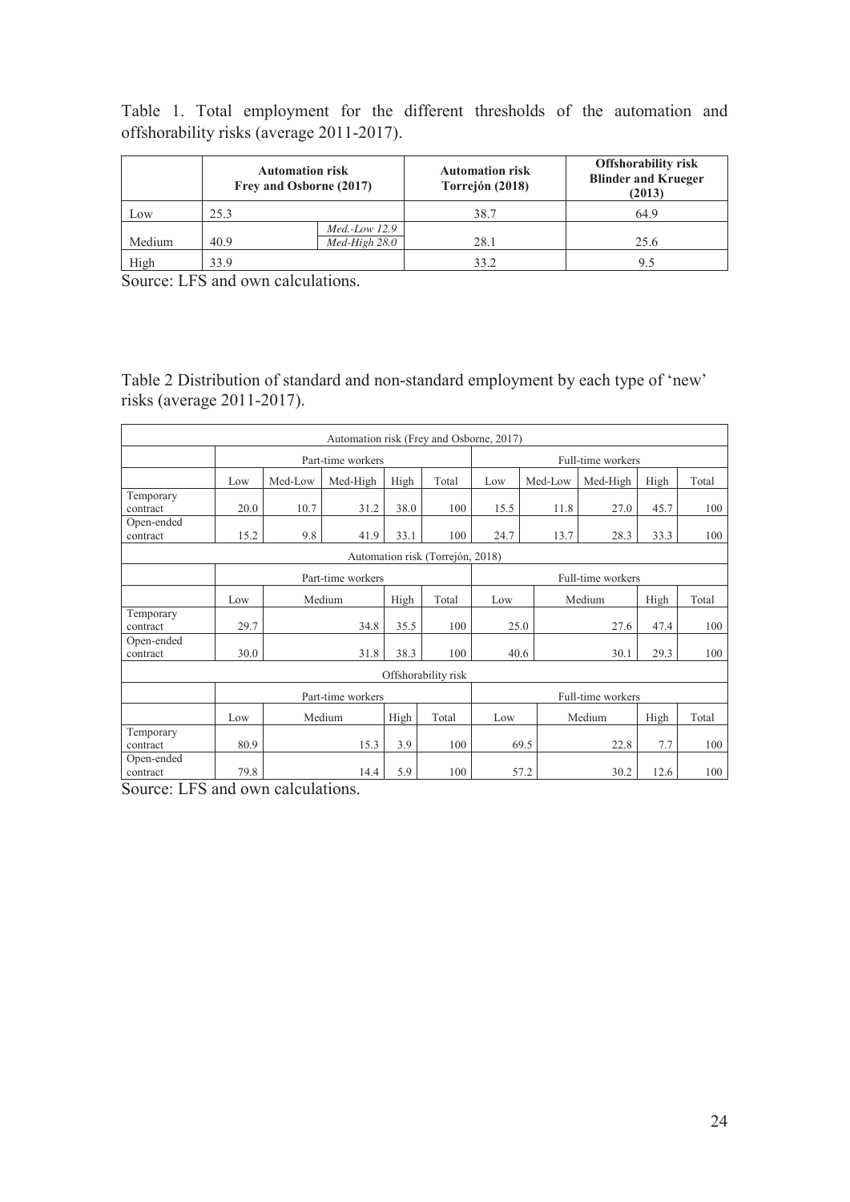Table 1. Total employment for the different thresholds of the automation and offshorability risks (average 2011-2017).

| | **Automation risk Frey and Osborne (2017)** | | **Automation risk Torrejón (2018)** | **Offshorability risk Blinder and Krueger (2013)** |
|---|---|---|---|---|
| Low | 25.3 | | 38.7 | 64.9 |
| Medium | 40.9 | *Med.-Low 12.9* *Med-High 28.0* | 28.1 | 25.6 |
| High | 33.9 | | 33.2 | 9.5 |

Source: LFS and own calculations.

Table 2 Distribution of standard and non-standard employment by each type of 'new' risks (average 2011-2017).

| Automation risk (Frey and Osborne, 2017) | | | | | | | | | | |
|---|---|---|---|---|---|---|---|---|---|---|
| | Part-time workers | | | | | Full-time workers | | | | |
| | Low | Med-Low | Med-High | High | Total | Low | Med-Low | Med-High | High | Total |
| Temporary contract | 20.0 | 10.7 | 31.2 | 38.0 | 100 | 15.5 | 11.8 | 27.0 | 45.7 | 100 |
| Open-ended contract | 15.2 | 9.8 | 41.9 | 33.1 | 100 | 24.7 | 13.7 | 28.3 | 33.3 | 100 |
| **Automation risk (Torrejón, 2018)** | | | | | | | | | | |
| | Part-time workers | | | | | Full-time workers | | | | |
| | Low | Medium | | High | Total | Low | Medium | | High | Total |
| Temporary contract | 29.7 | 34.8 | | 35.5 | 100 | 25.0 | 27.6 | | 47.4 | 100 |
| Open-ended contract | 30.0 | 31.8 | | 38.3 | 100 | 40.6 | 30.1 | | 29.3 | 100 |
| **Offshorability risk** | | | | | | | | | | |
| | Part-time workers | | | | | Full-time workers | | | | |
| | Low | Medium | | High | Total | Low | Medium | | High | Total |
| Temporary contract | 80.9 | 15.3 | | 3.9 | 100 | 69.5 | 22.8 | | 7.7 | 100 |
| Open-ended contract | 79.8 | 14.4 | | 5.9 | 100 | 57.2 | 30.2 | | 12.6 | 100 |

Source: LFS and own calculations.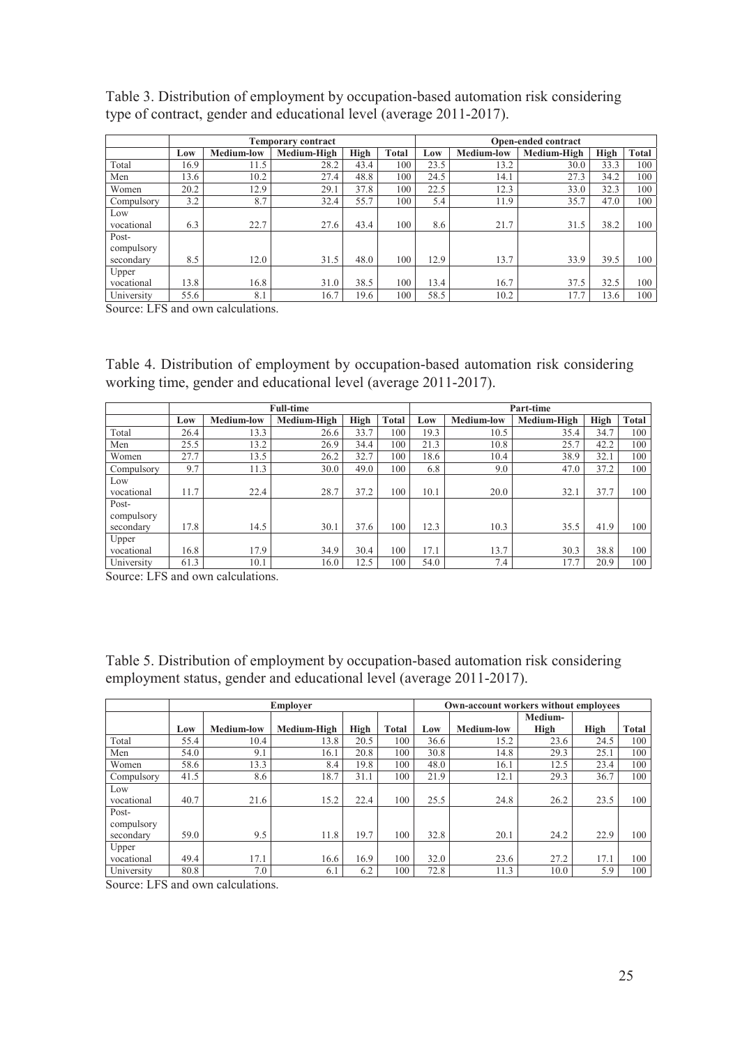Table 3. Distribution of employment by occupation-based automation risk considering type of contract, gender and educational level (average 2011-2017).

| | Temporary contract | | | | | Open-ended contract | | | | |
|---|---|---|---|---|---|---|---|---|---|---|
| | Low | Medium-low | Medium-High | High | Total | Low | Medium-low | Medium-High | High | Total |
| Total | 16.9 | 11.5 | 28.2 | 43.4 | 100 | 23.5 | 13.2 | 30.0 | 33.3 | 100 |
| Men | 13.6 | 10.2 | 27.4 | 48.8 | 100 | 24.5 | 14.1 | 27.3 | 34.2 | 100 |
| Women | 20.2 | 12.9 | 29.1 | 37.8 | 100 | 22.5 | 12.3 | 33.0 | 32.3 | 100 |
| Compulsory | 3.2 | 8.7 | 32.4 | 55.7 | 100 | 5.4 | 11.9 | 35.7 | 47.0 | 100 |
| Low vocational | 6.3 | 22.7 | 27.6 | 43.4 | 100 | 8.6 | 21.7 | 31.5 | 38.2 | 100 |
| Post-compulsory secondary | 8.5 | 12.0 | 31.5 | 48.0 | 100 | 12.9 | 13.7 | 33.9 | 39.5 | 100 |
| Upper vocational | 13.8 | 16.8 | 31.0 | 38.5 | 100 | 13.4 | 16.7 | 37.5 | 32.5 | 100 |
| University | 55.6 | 8.1 | 16.7 | 19.6 | 100 | 58.5 | 10.2 | 17.7 | 13.6 | 100 |

Source: LFS and own calculations.

Table 4. Distribution of employment by occupation-based automation risk considering working time, gender and educational level (average 2011-2017).

| | Full-time | | | | | Part-time | | | | |
|---|---|---|---|---|---|---|---|---|---|---|
| | Low | Medium-low | Medium-High | High | Total | Low | Medium-low | Medium-High | High | Total |
| Total | 26.4 | 13.3 | 26.6 | 33.7 | 100 | 19.3 | 10.5 | 35.4 | 34.7 | 100 |
| Men | 25.5 | 13.2 | 26.9 | 34.4 | 100 | 21.3 | 10.8 | 25.7 | 42.2 | 100 |
| Women | 27.7 | 13.5 | 26.2 | 32.7 | 100 | 18.6 | 10.4 | 38.9 | 32.1 | 100 |
| Compulsory | 9.7 | 11.3 | 30.0 | 49.0 | 100 | 6.8 | 9.0 | 47.0 | 37.2 | 100 |
| Low vocational | 11.7 | 22.4 | 28.7 | 37.2 | 100 | 10.1 | 20.0 | 32.1 | 37.7 | 100 |
| Post-compulsory secondary | 17.8 | 14.5 | 30.1 | 37.6 | 100 | 12.3 | 10.3 | 35.5 | 41.9 | 100 |
| Upper vocational | 16.8 | 17.9 | 34.9 | 30.4 | 100 | 17.1 | 13.7 | 30.3 | 38.8 | 100 |
| University | 61.3 | 10.1 | 16.0 | 12.5 | 100 | 54.0 | 7.4 | 17.7 | 20.9 | 100 |

Source: LFS and own calculations.

Table 5. Distribution of employment by occupation-based automation risk considering employment status, gender and educational level (average 2011-2017).

| | Employer | | | | | Own-account workers without employees | | | | |
|---|---|---|---|---|---|---|---|---|---|---|
| | Low | Medium-low | Medium-High | High | Total | Low | Medium-low | Medium-High | High | Total |
| Total | 55.4 | 10.4 | 13.8 | 20.5 | 100 | 36.6 | 15.2 | 23.6 | 24.5 | 100 |
| Men | 54.0 | 9.1 | 16.1 | 20.8 | 100 | 30.8 | 14.8 | 29.3 | 25.1 | 100 |
| Women | 58.6 | 13.3 | 8.4 | 19.8 | 100 | 48.0 | 16.1 | 12.5 | 23.4 | 100 |
| Compulsory | 41.5 | 8.6 | 18.7 | 31.1 | 100 | 21.9 | 12.1 | 29.3 | 36.7 | 100 |
| Low vocational | 40.7 | 21.6 | 15.2 | 22.4 | 100 | 25.5 | 24.8 | 26.2 | 23.5 | 100 |
| Post-compulsory secondary | 59.0 | 9.5 | 11.8 | 19.7 | 100 | 32.8 | 20.1 | 24.2 | 22.9 | 100 |
| Upper vocational | 49.4 | 17.1 | 16.6 | 16.9 | 100 | 32.0 | 23.6 | 27.2 | 17.1 | 100 |
| University | 80.8 | 7.0 | 6.1 | 6.2 | 100 | 72.8 | 11.3 | 10.0 | 5.9 | 100 |

Source: LFS and own calculations.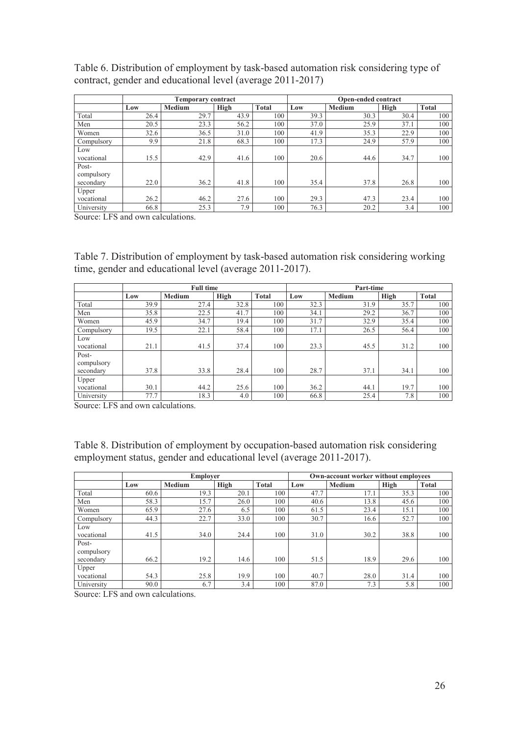Table 6. Distribution of employment by task-based automation risk considering type of contract, gender and educational level (average 2011-2017)

| | Temporary contract | | | | Open-ended contract | | | |
|---|---|---|---|---|---|---|---|---|
| | Low | Medium | High | Total | Low | Medium | High | Total |
| Total | 26.4 | 29.7 | 43.9 | 100 | 39.3 | 30.3 | 30.4 | 100 |
| Men | 20.5 | 23.3 | 56.2 | 100 | 37.0 | 25.9 | 37.1 | 100 |
| Women | 32.6 | 36.5 | 31.0 | 100 | 41.9 | 35.3 | 22.9 | 100 |
| Compulsory | 9.9 | 21.8 | 68.3 | 100 | 17.3 | 24.9 | 57.9 | 100 |
| Low vocational | 15.5 | 42.9 | 41.6 | 100 | 20.6 | 44.6 | 34.7 | 100 |
| Post-compulsory secondary | 22.0 | 36.2 | 41.8 | 100 | 35.4 | 37.8 | 26.8 | 100 |
| Upper vocational | 26.2 | 46.2 | 27.6 | 100 | 29.3 | 47.3 | 23.4 | 100 |
| University | 66.8 | 25.3 | 7.9 | 100 | 76.3 | 20.2 | 3.4 | 100 |

Source: LFS and own calculations.

Table 7. Distribution of employment by task-based automation risk considering working time, gender and educational level (average 2011-2017).

| | Full time | | | | Part-time | | | |
|---|---|---|---|---|---|---|---|---|
| | Low | Medium | High | Total | Low | Medium | High | Total |
| Total | 39.9 | 27.4 | 32.8 | 100 | 32.3 | 31.9 | 35.7 | 100 |
| Men | 35.8 | 22.5 | 41.7 | 100 | 34.1 | 29.2 | 36.7 | 100 |
| Women | 45.9 | 34.7 | 19.4 | 100 | 31.7 | 32.9 | 35.4 | 100 |
| Compulsory | 19.5 | 22.1 | 58.4 | 100 | 17.1 | 26.5 | 56.4 | 100 |
| Low vocational | 21.1 | 41.5 | 37.4 | 100 | 23.3 | 45.5 | 31.2 | 100 |
| Post-compulsory secondary | 37.8 | 33.8 | 28.4 | 100 | 28.7 | 37.1 | 34.1 | 100 |
| Upper vocational | 30.1 | 44.2 | 25.6 | 100 | 36.2 | 44.1 | 19.7 | 100 |
| University | 77.7 | 18.3 | 4.0 | 100 | 66.8 | 25.4 | 7.8 | 100 |

Source: LFS and own calculations.

Table 8. Distribution of employment by occupation-based automation risk considering employment status, gender and educational level (average 2011-2017).

| | Employer | | | | Own-account worker without employees | | | |
|---|---|---|---|---|---|---|---|---|
| | Low | Medium | High | Total | Low | Medium | High | Total |
| Total | 60.6 | 19.3 | 20.1 | 100 | 47.7 | 17.1 | 35.3 | 100 |
| Men | 58.3 | 15.7 | 26.0 | 100 | 40.6 | 13.8 | 45.6 | 100 |
| Women | 65.9 | 27.6 | 6.5 | 100 | 61.5 | 23.4 | 15.1 | 100 |
| Compulsory | 44.3 | 22.7 | 33.0 | 100 | 30.7 | 16.6 | 52.7 | 100 |
| Low vocational | 41.5 | 34.0 | 24.4 | 100 | 31.0 | 30.2 | 38.8 | 100 |
| Post-compulsory secondary | 66.2 | 19.2 | 14.6 | 100 | 51.5 | 18.9 | 29.6 | 100 |
| Upper vocational | 54.3 | 25.8 | 19.9 | 100 | 40.7 | 28.0 | 31.4 | 100 |
| University | 90.0 | 6.7 | 3.4 | 100 | 87.0 | 7.3 | 5.8 | 100 |

Source: LFS and own calculations.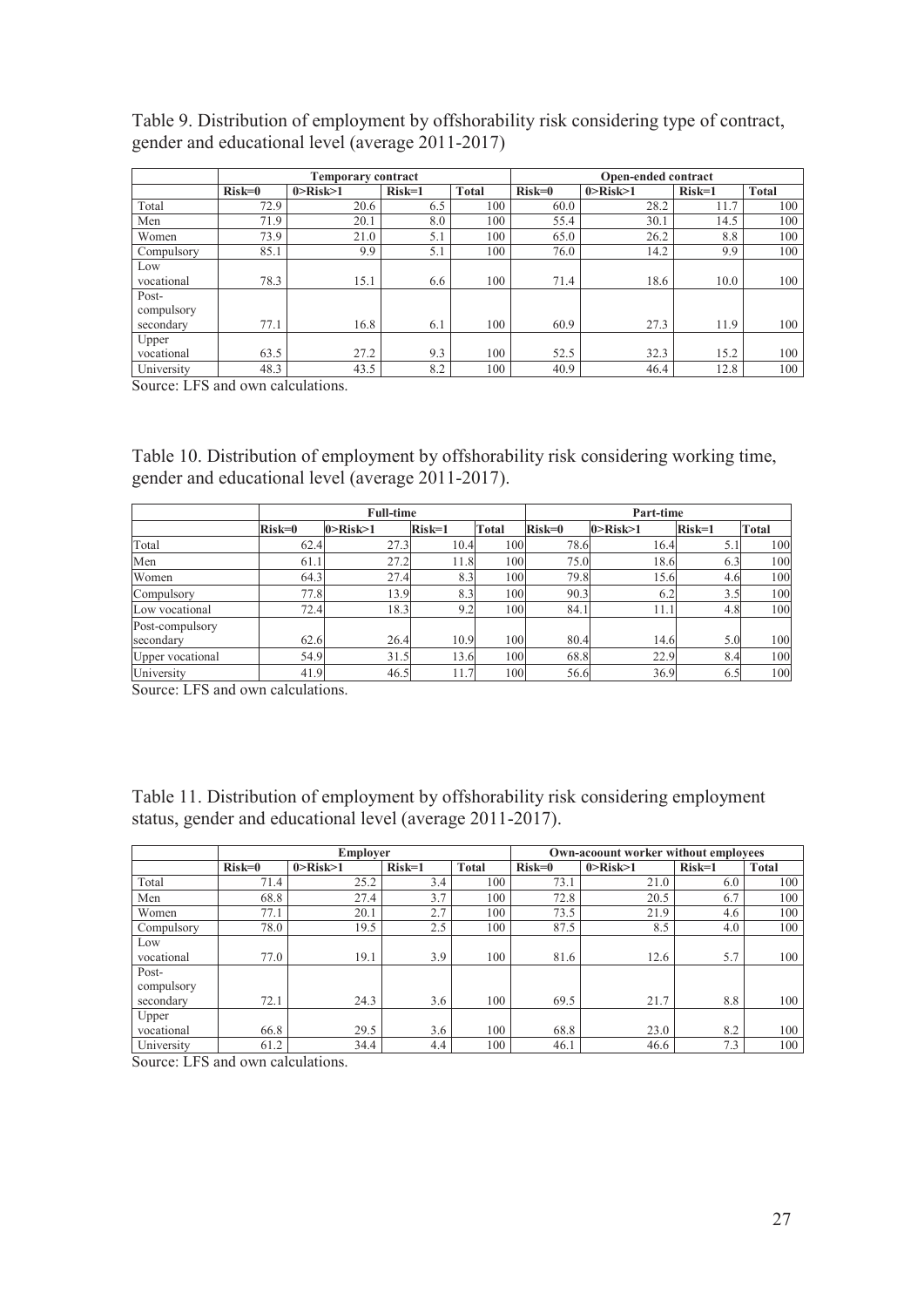Table 9. Distribution of employment by offshorability risk considering type of contract, gender and educational level (average 2011-2017)

| | Temporary contract | | | | Open-ended contract | | | |
|---|---|---|---|---|---|---|---|---|
| | Risk=0 | 0>Risk>1 | Risk=1 | Total | Risk=0 | 0>Risk>1 | Risk=1 | Total |
| Total | 72.9 | 20.6 | 6.5 | 100 | 60.0 | 28.2 | 11.7 | 100 |
| Men | 71.9 | 20.1 | 8.0 | 100 | 55.4 | 30.1 | 14.5 | 100 |
| Women | 73.9 | 21.0 | 5.1 | 100 | 65.0 | 26.2 | 8.8 | 100 |
| Compulsory | 85.1 | 9.9 | 5.1 | 100 | 76.0 | 14.2 | 9.9 | 100 |
| Low vocational | 78.3 | 15.1 | 6.6 | 100 | 71.4 | 18.6 | 10.0 | 100 |
| Post-compulsory secondary | 77.1 | 16.8 | 6.1 | 100 | 60.9 | 27.3 | 11.9 | 100 |
| Upper vocational | 63.5 | 27.2 | 9.3 | 100 | 52.5 | 32.3 | 15.2 | 100 |
| University | 48.3 | 43.5 | 8.2 | 100 | 40.9 | 46.4 | 12.8 | 100 |

Source: LFS and own calculations.

Table 10. Distribution of employment by offshorability risk considering working time, gender and educational level (average 2011-2017).

| | Full-time | | | | Part-time | | | |
|---|---|---|---|---|---|---|---|---|
| | Risk=0 | 0>Risk>1 | Risk=1 | Total | Risk=0 | 0>Risk>1 | Risk=1 | Total |
| Total | 62.4 | 27.3 | 10.4 | 100 | 78.6 | 16.4 | 5.1 | 100 |
| Men | 61.1 | 27.2 | 11.8 | 100 | 75.0 | 18.6 | 6.3 | 100 |
| Women | 64.3 | 27.4 | 8.3 | 100 | 79.8 | 15.6 | 4.6 | 100 |
| Compulsory | 77.8 | 13.9 | 8.3 | 100 | 90.3 | 6.2 | 3.5 | 100 |
| Low vocational | 72.4 | 18.3 | 9.2 | 100 | 84.1 | 11.1 | 4.8 | 100 |
| Post-compulsory secondary | 62.6 | 26.4 | 10.9 | 100 | 80.4 | 14.6 | 5.0 | 100 |
| Upper vocational | 54.9 | 31.5 | 13.6 | 100 | 68.8 | 22.9 | 8.4 | 100 |
| University | 41.9 | 46.5 | 11.7 | 100 | 56.6 | 36.9 | 6.5 | 100 |

Source: LFS and own calculations.

Table 11. Distribution of employment by offshorability risk considering employment status, gender and educational level (average 2011-2017).

| | Employer | | | | Own-acoount worker without employees | | | |
|---|---|---|---|---|---|---|---|---|
| | Risk=0 | 0>Risk>1 | Risk=1 | Total | Risk=0 | 0>Risk>1 | Risk=1 | Total |
| Total | 71.4 | 25.2 | 3.4 | 100 | 73.1 | 21.0 | 6.0 | 100 |
| Men | 68.8 | 27.4 | 3.7 | 100 | 72.8 | 20.5 | 6.7 | 100 |
| Women | 77.1 | 20.1 | 2.7 | 100 | 73.5 | 21.9 | 4.6 | 100 |
| Compulsory | 78.0 | 19.5 | 2.5 | 100 | 87.5 | 8.5 | 4.0 | 100 |
| Low vocational | 77.0 | 19.1 | 3.9 | 100 | 81.6 | 12.6 | 5.7 | 100 |
| Post-compulsory secondary | 72.1 | 24.3 | 3.6 | 100 | 69.5 | 21.7 | 8.8 | 100 |
| Upper vocational | 66.8 | 29.5 | 3.6 | 100 | 68.8 | 23.0 | 8.2 | 100 |
| University | 61.2 | 34.4 | 4.4 | 100 | 46.1 | 46.6 | 7.3 | 100 |

Source: LFS and own calculations.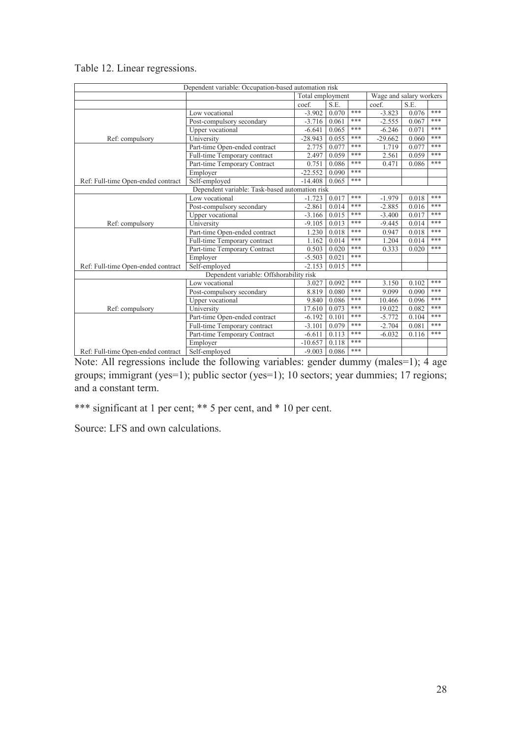Table 12. Linear regressions.

| | | | | | | | |
|---|---|---|---|---|---|---|---|
| Dependent variable: Occupation-based automation risk | | | | | | | |
| | | Total employment | | | Wage and salary workers | | |
| | | coef. | S.E. | | coef. | S.E. | |
| | Low vocational | -3.902 | 0.070 | *** | -3.823 | 0.076 | *** |
| | Post-compulsory secondary | -3.716 | 0.061 | *** | -2.555 | 0.067 | *** |
| | Upper vocational | -6.641 | 0.065 | *** | -6.246 | 0.071 | *** |
| Ref: compulsory | University | -28.943 | 0.055 | *** | -29.662 | 0.060 | *** |
| | Part-time Open-ended contract | 2.775 | 0.077 | *** | 1.719 | 0.077 | *** |
| | Full-time Temporary contract | 2.497 | 0.059 | *** | 2.561 | 0.059 | *** |
| | Part-time Temporary Contract | 0.751 | 0.086 | *** | 0.471 | 0.086 | *** |
| | Employer | -22.552 | 0.090 | *** | | | |
| Ref: Full-time Open-ended contract | Self-employed | -14.408 | 0.065 | *** | | | |
| Dependent variable: Task-based automation risk | | | | | | | |
| | Low vocational | -1.723 | 0.017 | *** | -1.979 | 0.018 | *** |
| | Post-compulsory secondary | -2.861 | 0.014 | *** | -2.885 | 0.016 | *** |
| | Upper vocational | -3.166 | 0.015 | *** | -3.400 | 0.017 | *** |
| Ref: compulsory | University | -9.105 | 0.013 | *** | -9.445 | 0.014 | *** |
| | Part-time Open-ended contract | 1.230 | 0.018 | *** | 0.947 | 0.018 | *** |
| | Full-time Temporary contract | 1.162 | 0.014 | *** | 1.204 | 0.014 | *** |
| | Part-time Temporary Contract | 0.503 | 0.020 | *** | 0.333 | 0.020 | *** |
| | Employer | -5.503 | 0.021 | *** | | | |
| Ref: Full-time Open-ended contract | Self-employed | -2.153 | 0.015 | *** | | | |
| Dependent variable: Offshorability risk | | | | | | | |
| | Low vocational | 3.027 | 0.092 | *** | 3.150 | 0.102 | *** |
| | Post-compulsory secondary | 8.819 | 0.080 | *** | 9.099 | 0.090 | *** |
| | Upper vocational | 9.840 | 0.086 | *** | 10.466 | 0.096 | *** |
| Ref: compulsory | University | 17.610 | 0.073 | *** | 19.022 | 0.082 | *** |
| | Part-time Open-ended contract | -6.192 | 0.101 | *** | -5.772 | 0.104 | *** |
| | Full-time Temporary contract | -3.101 | 0.079 | *** | -2.704 | 0.081 | *** |
| | Part-time Temporary Contract | -6.611 | 0.113 | *** | -6.032 | 0.116 | *** |
| | Employer | -10.657 | 0.118 | *** | | | |
| Ref: Full-time Open-ended contract | Self-employed | -9.003 | 0.086 | *** | | | |

Note: All regressions include the following variables: gender dummy (males=1); 4 age groups; immigrant (yes=1); public sector (yes=1); 10 sectors; year dummies; 17 regions; and a constant term.

*** significant at 1 per cent; ** 5 per cent, and * 10 per cent.

Source: LFS and own calculations.